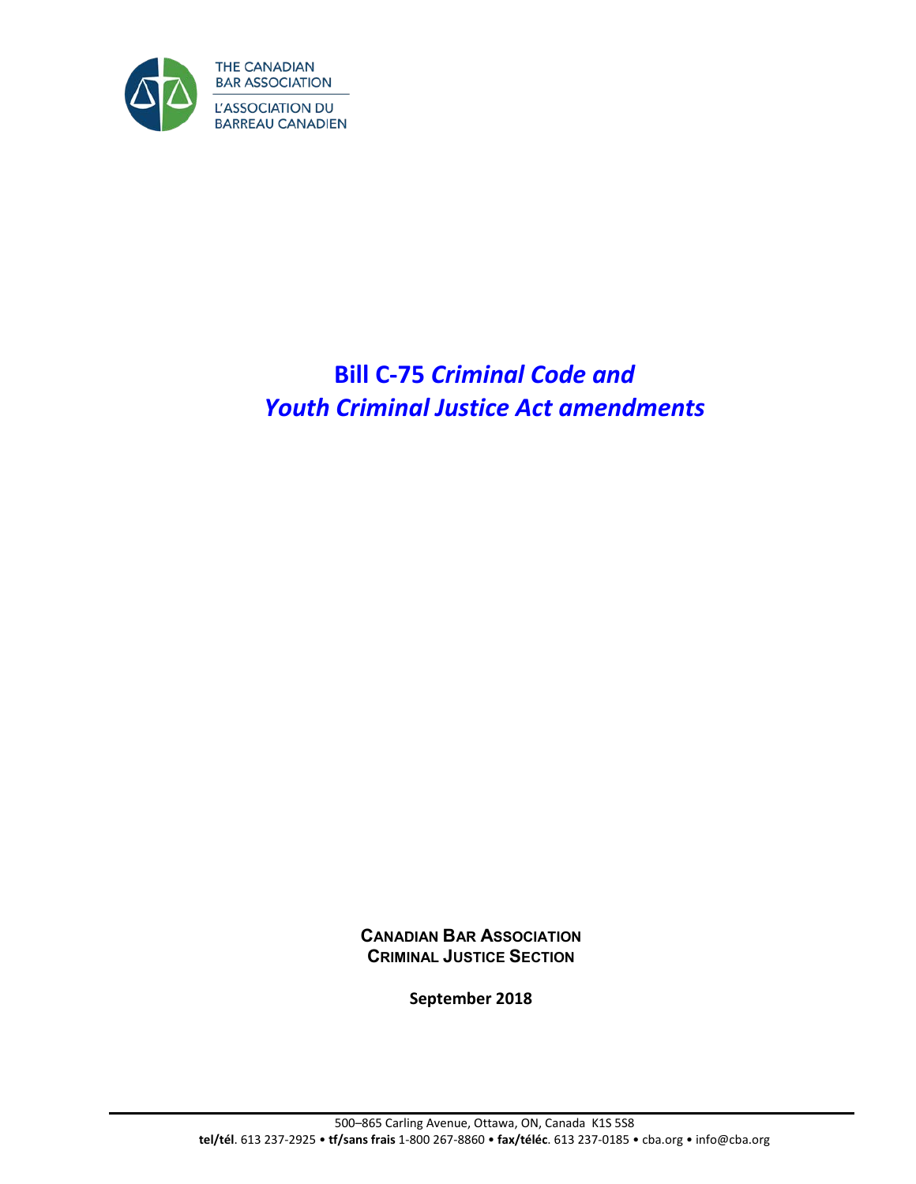THE CANADIAN BAR ASSOCIATION

L'ASSOCIATION DU BARREAU CANADIEN

# Bill C-75 *Criminal Code and Youth Criminal Justice Act amendments*

**CANADIAN BAR ASSOCIATION**
**CRIMINAL JUSTICE SECTION**

**September 2018**

500–865 Carling Avenue, Ottawa, ON, Canada K1S 5S8
**tel/tél**. 613 237-2925 • **tf/sans frais** 1-800 267-8860 • **fax/téléc**. 613 237-0185 • cba.org • info@cba.org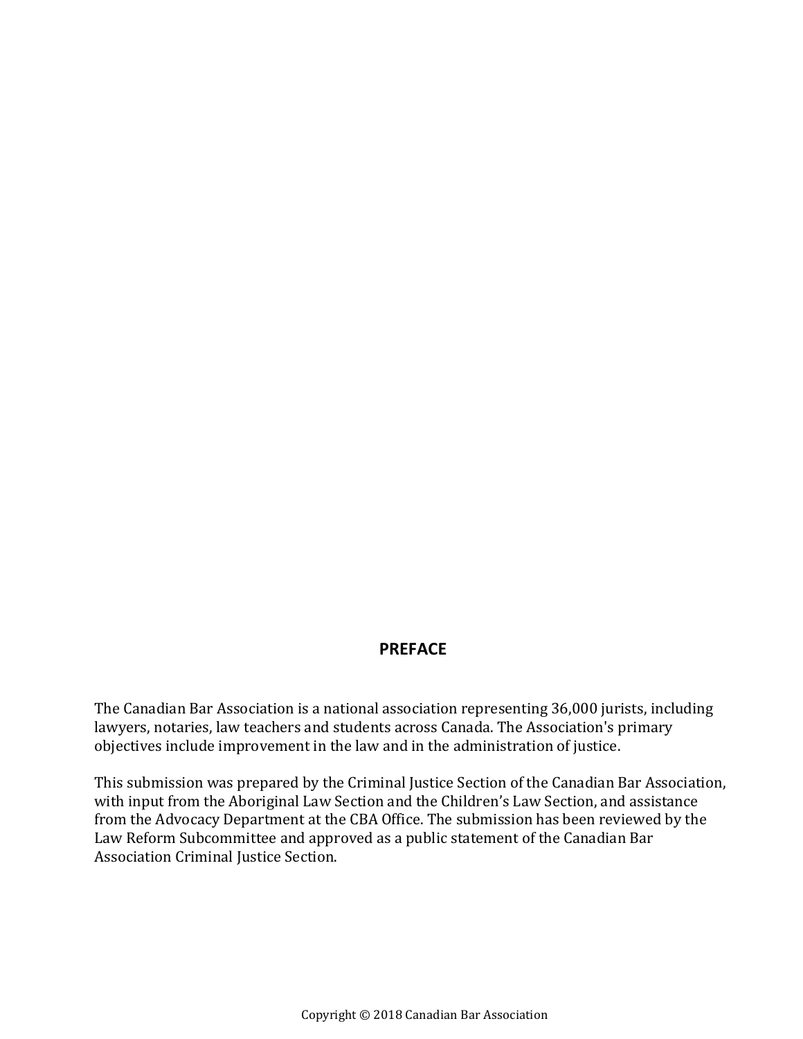## PREFACE

The Canadian Bar Association is a national association representing 36,000 jurists, including lawyers, notaries, law teachers and students across Canada. The Association's primary objectives include improvement in the law and in the administration of justice.

This submission was prepared by the Criminal Justice Section of the Canadian Bar Association, with input from the Aboriginal Law Section and the Children's Law Section, and assistance from the Advocacy Department at the CBA Office. The submission has been reviewed by the Law Reform Subcommittee and approved as a public statement of the Canadian Bar Association Criminal Justice Section.

Copyright © 2018 Canadian Bar Association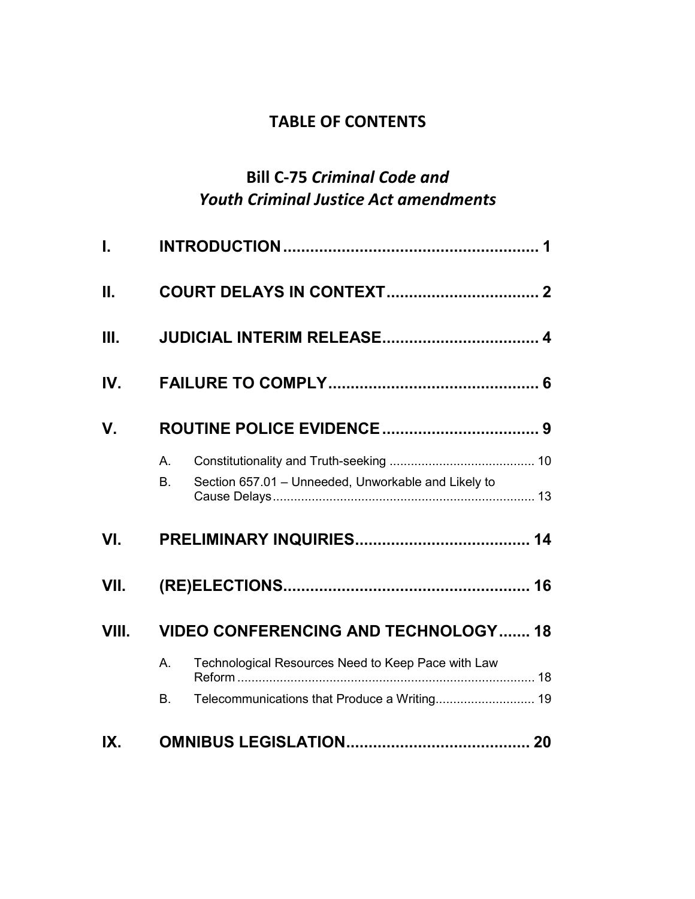# TABLE OF CONTENTS

## Bill C-75 *Criminal Code and Youth Criminal Justice Act amendments*

| | | |
|---|---|---|
| **I.** | **INTRODUCTION** | **1** |
| **II.** | **COURT DELAYS IN CONTEXT** | **2** |
| **III.** | **JUDICIAL INTERIM RELEASE** | **4** |
| **IV.** | **FAILURE TO COMPLY** | **6** |
| **V.** | **ROUTINE POLICE EVIDENCE** | **9** |
| | A. Constitutionality and Truth-seeking | 10 |
| | B. Section 657.01 – Unneeded, Unworkable and Likely to Cause Delays | 13 |
| **VI.** | **PRELIMINARY INQUIRIES** | **14** |
| **VII.** | **(RE)ELECTIONS** | **16** |
| **VIII.** | **VIDEO CONFERENCING AND TECHNOLOGY** | **18** |
| | A. Technological Resources Need to Keep Pace with Law Reform | 18 |
| | B. Telecommunications that Produce a Writing | 19 |
| **IX.** | **OMNIBUS LEGISLATION** | **20** |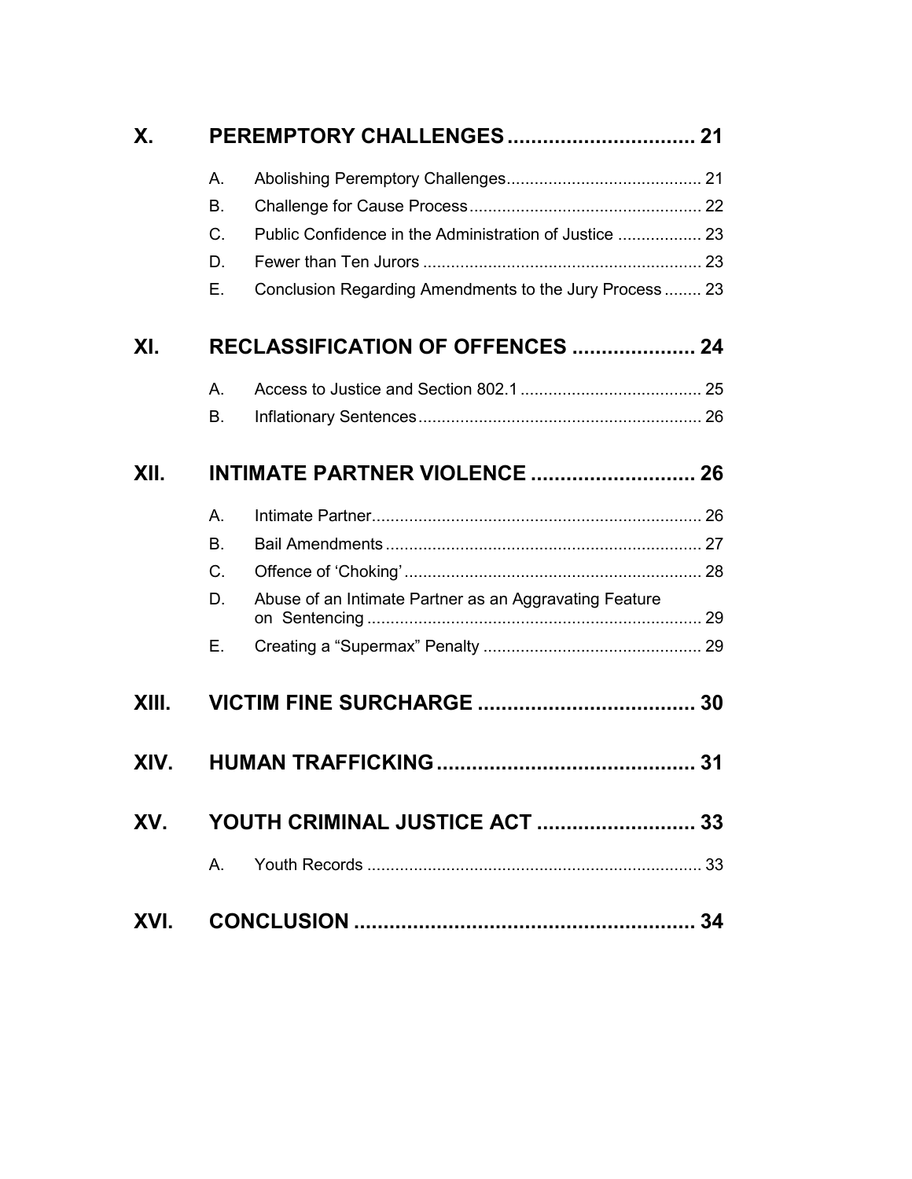**X. PEREMPTORY CHALLENGES ................................ 21**

- A. Abolishing Peremptory Challenges.......................................... 21
- B. Challenge for Cause Process................................................. 22
- C. Public Confidence in the Administration of Justice .................. 23
- D. Fewer than Ten Jurors ........................................................... 23
- E. Conclusion Regarding Amendments to the Jury Process........ 23

**XI. RECLASSIFICATION OF OFFENCES ..................... 24**

- A. Access to Justice and Section 802.1 ....................................... 25
- B. Inflationary Sentences............................................................ 26

**XII. INTIMATE PARTNER VIOLENCE ............................ 26**

- A. Intimate Partner...................................................................... 26
- B. Bail Amendments .................................................................... 27
- C. Offence of 'Choking'................................................................ 28
- D. Abuse of an Intimate Partner as an Aggravating Feature on Sentencing ........................................................................ 29
- E. Creating a "Supermax" Penalty .............................................. 29

**XIII. VICTIM FINE SURCHARGE ...................................... 30**

**XIV. HUMAN TRAFFICKING............................................ 31**

**XV. YOUTH CRIMINAL JUSTICE ACT ........................... 33**

- A. Youth Records ........................................................................ 33

**XVI. CONCLUSION .......................................................... 34**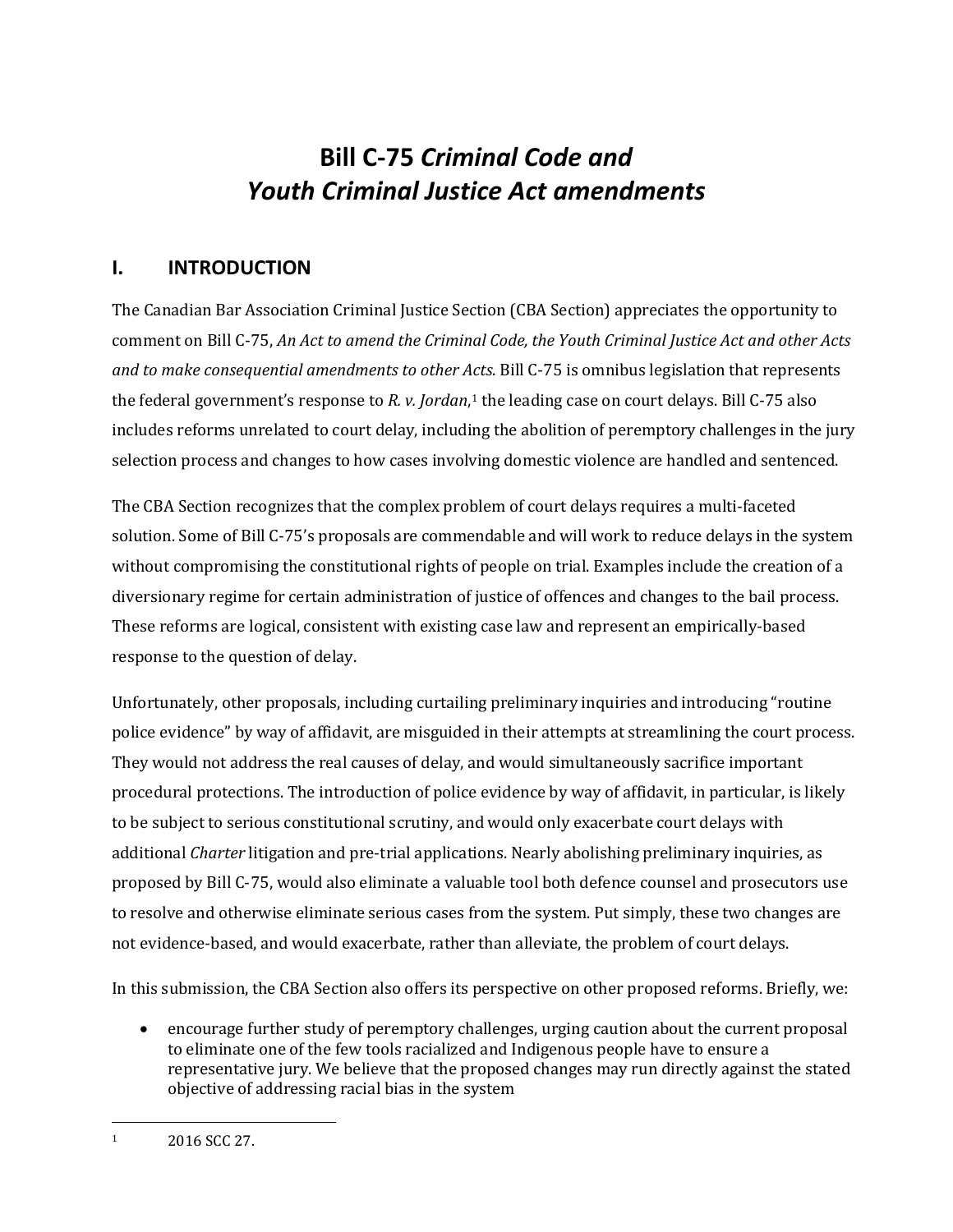# Bill C-75 *Criminal Code and Youth Criminal Justice Act amendments*

## I. INTRODUCTION

The Canadian Bar Association Criminal Justice Section (CBA Section) appreciates the opportunity to comment on Bill C-75, *An Act to amend the Criminal Code, the Youth Criminal Justice Act and other Acts and to make consequential amendments to other Acts*. Bill C-75 is omnibus legislation that represents the federal government's response to *R. v. Jordan*,[1] the leading case on court delays. Bill C-75 also includes reforms unrelated to court delay, including the abolition of peremptory challenges in the jury selection process and changes to how cases involving domestic violence are handled and sentenced.

The CBA Section recognizes that the complex problem of court delays requires a multi-faceted solution. Some of Bill C-75's proposals are commendable and will work to reduce delays in the system without compromising the constitutional rights of people on trial. Examples include the creation of a diversionary regime for certain administration of justice of offences and changes to the bail process. These reforms are logical, consistent with existing case law and represent an empirically-based response to the question of delay.

Unfortunately, other proposals, including curtailing preliminary inquiries and introducing "routine police evidence" by way of affidavit, are misguided in their attempts at streamlining the court process. They would not address the real causes of delay, and would simultaneously sacrifice important procedural protections. The introduction of police evidence by way of affidavit, in particular, is likely to be subject to serious constitutional scrutiny, and would only exacerbate court delays with additional *Charter* litigation and pre-trial applications. Nearly abolishing preliminary inquiries, as proposed by Bill C-75, would also eliminate a valuable tool both defence counsel and prosecutors use to resolve and otherwise eliminate serious cases from the system. Put simply, these two changes are not evidence-based, and would exacerbate, rather than alleviate, the problem of court delays.

In this submission, the CBA Section also offers its perspective on other proposed reforms. Briefly, we:

- encourage further study of peremptory challenges, urging caution about the current proposal to eliminate one of the few tools racialized and Indigenous people have to ensure a representative jury. We believe that the proposed changes may run directly against the stated objective of addressing racial bias in the system

---

[1] 2016 SCC 27.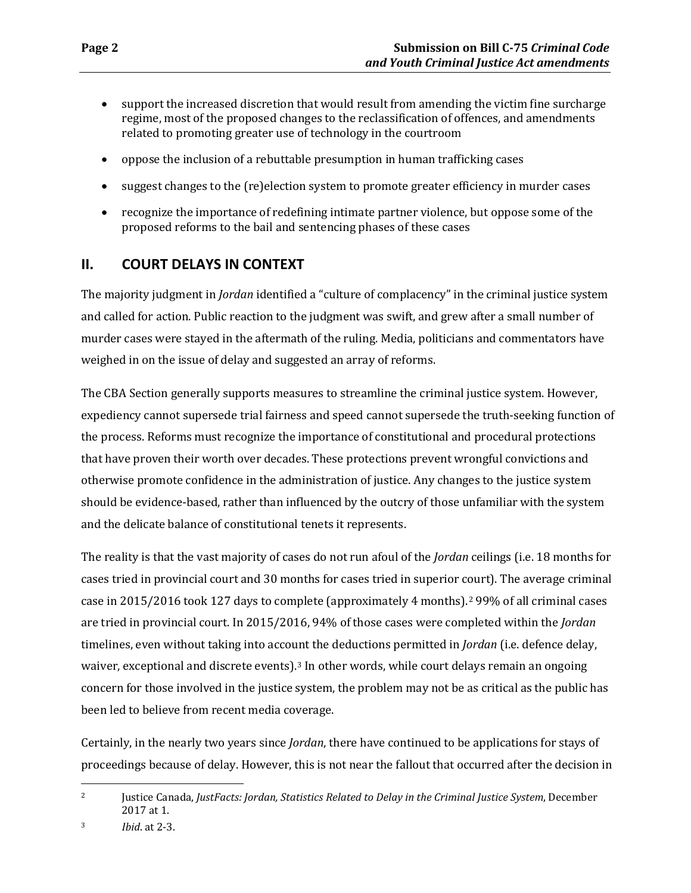- support the increased discretion that would result from amending the victim fine surcharge regime, most of the proposed changes to the reclassification of offences, and amendments related to promoting greater use of technology in the courtroom
- oppose the inclusion of a rebuttable presumption in human trafficking cases
- suggest changes to the (re)election system to promote greater efficiency in murder cases
- recognize the importance of redefining intimate partner violence, but oppose some of the proposed reforms to the bail and sentencing phases of these cases

## II. COURT DELAYS IN CONTEXT

The majority judgment in *Jordan* identified a "culture of complacency" in the criminal justice system and called for action. Public reaction to the judgment was swift, and grew after a small number of murder cases were stayed in the aftermath of the ruling. Media, politicians and commentators have weighed in on the issue of delay and suggested an array of reforms.

The CBA Section generally supports measures to streamline the criminal justice system. However, expediency cannot supersede trial fairness and speed cannot supersede the truth-seeking function of the process. Reforms must recognize the importance of constitutional and procedural protections that have proven their worth over decades. These protections prevent wrongful convictions and otherwise promote confidence in the administration of justice. Any changes to the justice system should be evidence-based, rather than influenced by the outcry of those unfamiliar with the system and the delicate balance of constitutional tenets it represents.

The reality is that the vast majority of cases do not run afoul of the *Jordan* ceilings (i.e. 18 months for cases tried in provincial court and 30 months for cases tried in superior court). The average criminal case in 2015/2016 took 127 days to complete (approximately 4 months).[2] 99% of all criminal cases are tried in provincial court. In 2015/2016, 94% of those cases were completed within the *Jordan* timelines, even without taking into account the deductions permitted in *Jordan* (i.e. defence delay, waiver, exceptional and discrete events).[3] In other words, while court delays remain an ongoing concern for those involved in the justice system, the problem may not be as critical as the public has been led to believe from recent media coverage.

Certainly, in the nearly two years since *Jordan*, there have continued to be applications for stays of proceedings because of delay. However, this is not near the fallout that occurred after the decision in

---

[2] Justice Canada, *JustFacts: Jordan, Statistics Related to Delay in the Criminal Justice System*, December 2017 at 1.

[3] *Ibid*. at 2-3.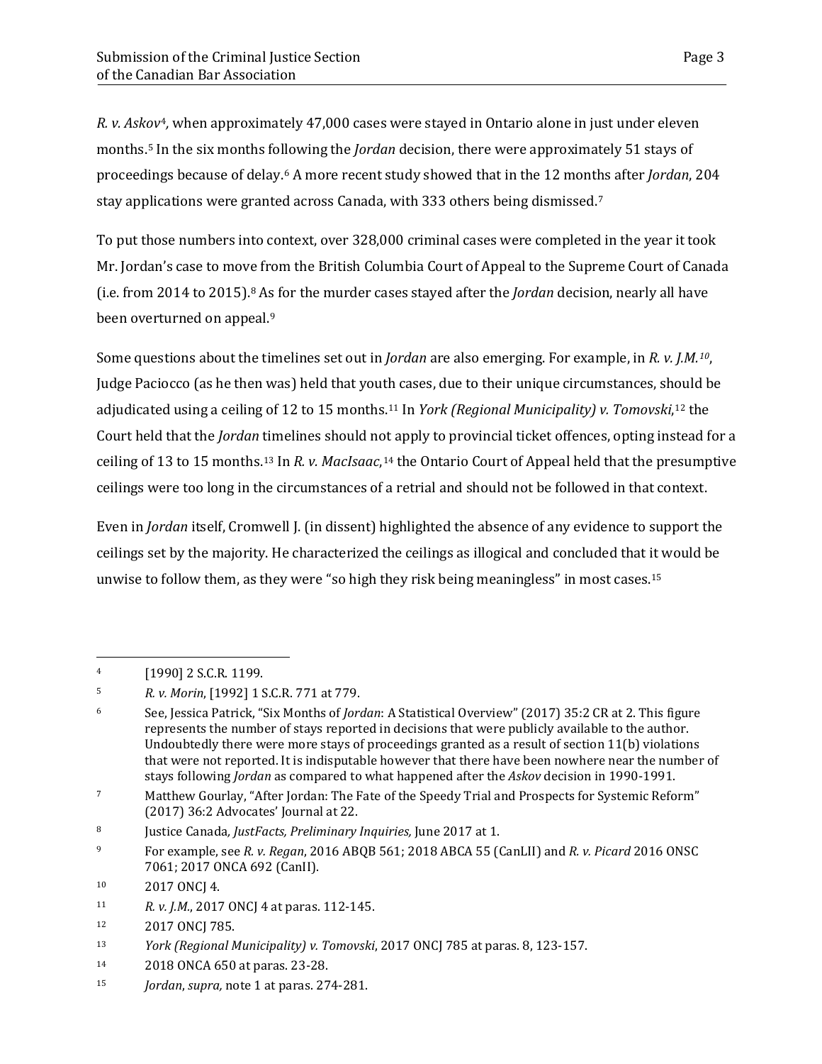*R. v. Askov*[4], when approximately 47,000 cases were stayed in Ontario alone in just under eleven months.[5] In the six months following the *Jordan* decision, there were approximately 51 stays of proceedings because of delay.[6] A more recent study showed that in the 12 months after *Jordan*, 204 stay applications were granted across Canada, with 333 others being dismissed.[7]

To put those numbers into context, over 328,000 criminal cases were completed in the year it took Mr. Jordan's case to move from the British Columbia Court of Appeal to the Supreme Court of Canada (i.e. from 2014 to 2015).[8] As for the murder cases stayed after the *Jordan* decision, nearly all have been overturned on appeal.[9]

Some questions about the timelines set out in *Jordan* are also emerging. For example, in *R. v. J.M.*[10], Judge Paciocco (as he then was) held that youth cases, due to their unique circumstances, should be adjudicated using a ceiling of 12 to 15 months.[11] In *York (Regional Municipality) v. Tomovski*,[12] the Court held that the *Jordan* timelines should not apply to provincial ticket offences, opting instead for a ceiling of 13 to 15 months.[13] In *R. v. MacIsaac*,[14] the Ontario Court of Appeal held that the presumptive ceilings were too long in the circumstances of a retrial and should not be followed in that context.

Even in *Jordan* itself, Cromwell J. (in dissent) highlighted the absence of any evidence to support the ceilings set by the majority. He characterized the ceilings as illogical and concluded that it would be unwise to follow them, as they were "so high they risk being meaningless" in most cases.[15]

---

[4] [1990] 2 S.C.R. 1199.

[5] *R. v. Morin*, [1992] 1 S.C.R. 771 at 779.

[6] See, Jessica Patrick, "Six Months of *Jordan*: A Statistical Overview" (2017) 35:2 CR at 2. This figure represents the number of stays reported in decisions that were publicly available to the author. Undoubtedly there were more stays of proceedings granted as a result of section 11(b) violations that were not reported. It is indisputable however that there have been nowhere near the number of stays following *Jordan* as compared to what happened after the *Askov* decision in 1990-1991.

[7] Matthew Gourlay, "After Jordan: The Fate of the Speedy Trial and Prospects for Systemic Reform" (2017) 36:2 Advocates' Journal at 22.

[8] Justice Canada, *JustFacts, Preliminary Inquiries,* June 2017 at 1.

[9] For example, see *R. v. Regan*, 2016 ABQB 561; 2018 ABCA 55 (CanLII) and *R. v. Picard* 2016 ONSC 7061; 2017 ONCA 692 (CanII).

[10] 2017 ONCJ 4.

[11] *R. v. J.M.*, 2017 ONCJ 4 at paras. 112-145.

[12] 2017 ONCJ 785.

[13] *York (Regional Municipality) v. Tomovski*, 2017 ONCJ 785 at paras. 8, 123-157.

[14] 2018 ONCA 650 at paras. 23-28.

[15] *Jordan*, *supra,* note 1 at paras. 274-281.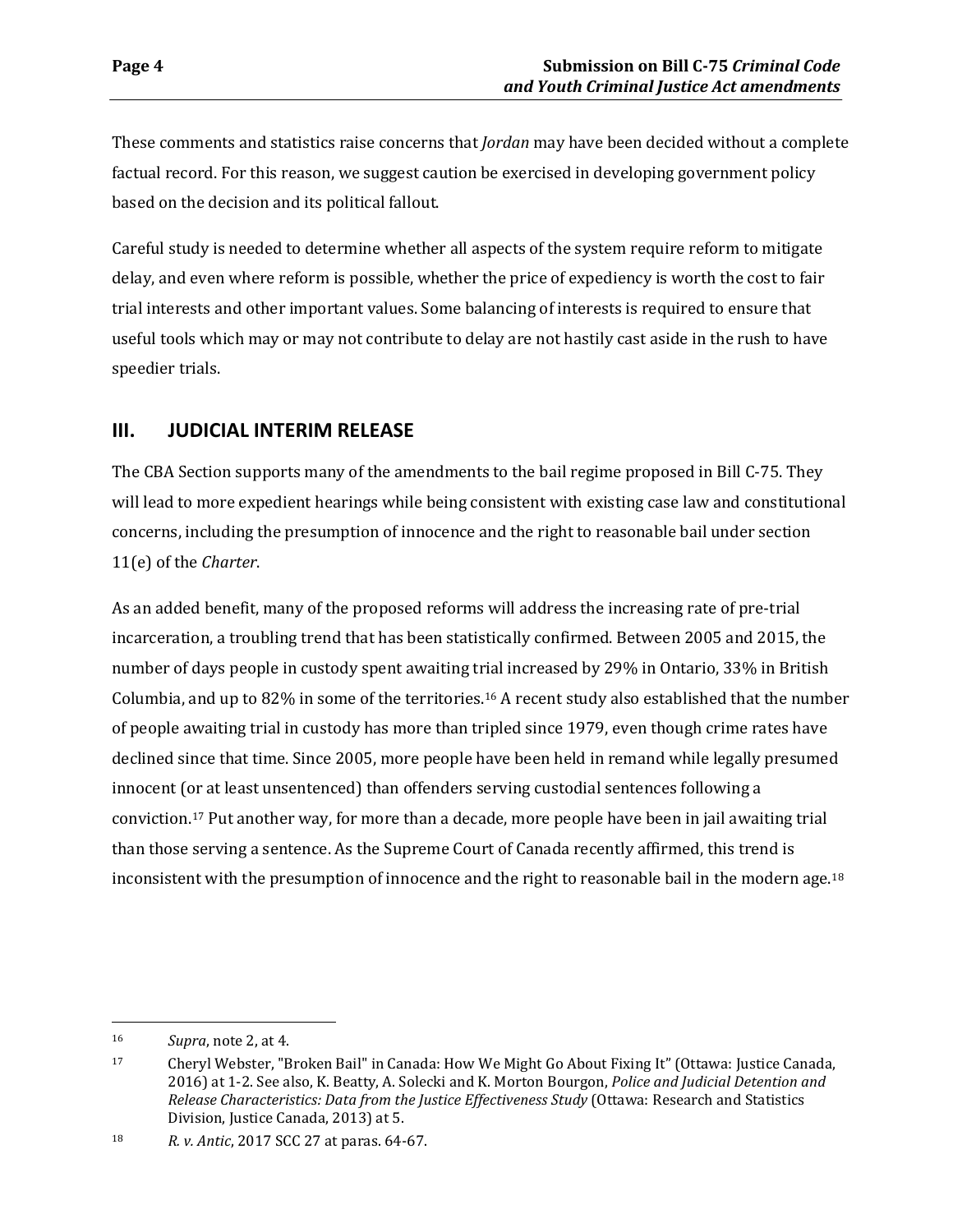These comments and statistics raise concerns that *Jordan* may have been decided without a complete factual record. For this reason, we suggest caution be exercised in developing government policy based on the decision and its political fallout.

Careful study is needed to determine whether all aspects of the system require reform to mitigate delay, and even where reform is possible, whether the price of expediency is worth the cost to fair trial interests and other important values. Some balancing of interests is required to ensure that useful tools which may or may not contribute to delay are not hastily cast aside in the rush to have speedier trials.

## III. JUDICIAL INTERIM RELEASE

The CBA Section supports many of the amendments to the bail regime proposed in Bill C-75. They will lead to more expedient hearings while being consistent with existing case law and constitutional concerns, including the presumption of innocence and the right to reasonable bail under section 11(e) of the *Charter*.

As an added benefit, many of the proposed reforms will address the increasing rate of pre-trial incarceration, a troubling trend that has been statistically confirmed. Between 2005 and 2015, the number of days people in custody spent awaiting trial increased by 29% in Ontario, 33% in British Columbia, and up to 82% in some of the territories.[16] A recent study also established that the number of people awaiting trial in custody has more than tripled since 1979, even though crime rates have declined since that time. Since 2005, more people have been held in remand while legally presumed innocent (or at least unsentenced) than offenders serving custodial sentences following a conviction.[17] Put another way, for more than a decade, more people have been in jail awaiting trial than those serving a sentence. As the Supreme Court of Canada recently affirmed, this trend is inconsistent with the presumption of innocence and the right to reasonable bail in the modern age.[18]

---

[16] *Supra*, note 2, at 4.

[17] Cheryl Webster, "Broken Bail" in Canada: How We Might Go About Fixing It" (Ottawa: Justice Canada, 2016) at 1-2. See also, K. Beatty, A. Solecki and K. Morton Bourgon, *Police and Judicial Detention and Release Characteristics: Data from the Justice Effectiveness Study* (Ottawa: Research and Statistics Division, Justice Canada, 2013) at 5.

[18] *R. v. Antic*, 2017 SCC 27 at paras. 64-67.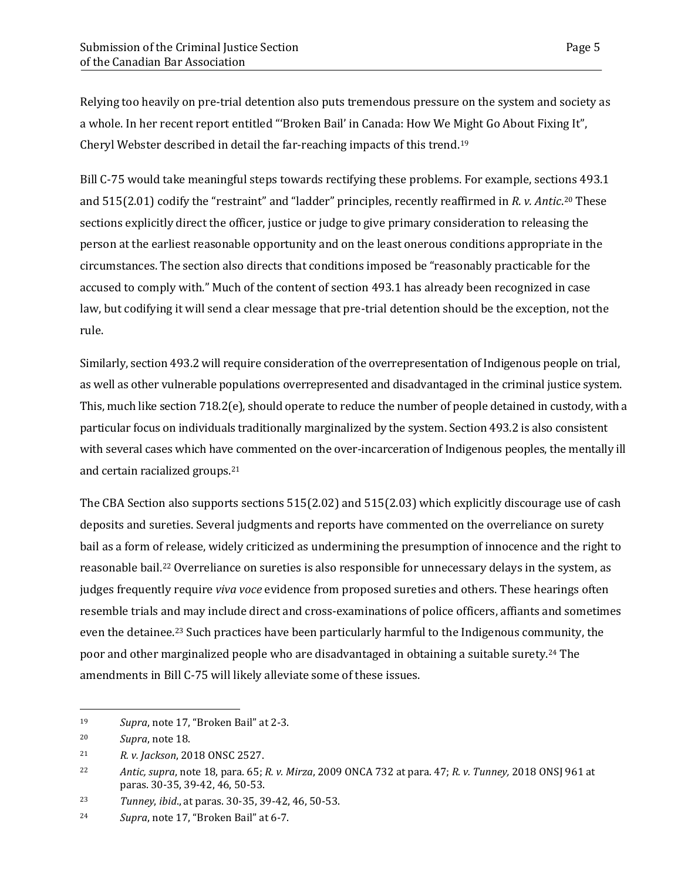Relying too heavily on pre-trial detention also puts tremendous pressure on the system and society as a whole. In her recent report entitled "'Broken Bail' in Canada: How We Might Go About Fixing It", Cheryl Webster described in detail the far-reaching impacts of this trend.[19]

Bill C-75 would take meaningful steps towards rectifying these problems. For example, sections 493.1 and 515(2.01) codify the "restraint" and "ladder" principles, recently reaffirmed in *R. v. Antic*.[20] These sections explicitly direct the officer, justice or judge to give primary consideration to releasing the person at the earliest reasonable opportunity and on the least onerous conditions appropriate in the circumstances. The section also directs that conditions imposed be "reasonably practicable for the accused to comply with." Much of the content of section 493.1 has already been recognized in case law, but codifying it will send a clear message that pre-trial detention should be the exception, not the rule.

Similarly, section 493.2 will require consideration of the overrepresentation of Indigenous people on trial, as well as other vulnerable populations overrepresented and disadvantaged in the criminal justice system. This, much like section 718.2(e), should operate to reduce the number of people detained in custody, with a particular focus on individuals traditionally marginalized by the system. Section 493.2 is also consistent with several cases which have commented on the over-incarceration of Indigenous peoples, the mentally ill and certain racialized groups.[21]

The CBA Section also supports sections 515(2.02) and 515(2.03) which explicitly discourage use of cash deposits and sureties. Several judgments and reports have commented on the overreliance on surety bail as a form of release, widely criticized as undermining the presumption of innocence and the right to reasonable bail.[22] Overreliance on sureties is also responsible for unnecessary delays in the system, as judges frequently require *viva voce* evidence from proposed sureties and others. These hearings often resemble trials and may include direct and cross-examinations of police officers, affiants and sometimes even the detainee.[23] Such practices have been particularly harmful to the Indigenous community, the poor and other marginalized people who are disadvantaged in obtaining a suitable surety.[24] The amendments in Bill C-75 will likely alleviate some of these issues.

---

[19] *Supra*, note 17, "Broken Bail" at 2-3.

[20] *Supra*, note 18.

[21] *R. v. Jackson*, 2018 ONSC 2527.

[22] *Antic, supra*, note 18, para. 65; *R. v. Mirza*, 2009 ONCA 732 at para. 47; *R. v. Tunney,* 2018 ONSJ 961 at paras. 30-35, 39-42, 46, 50-53.

[23] *Tunney*, *ibid*., at paras. 30-35, 39-42, 46, 50-53.

[24] *Supra*, note 17, "Broken Bail" at 6-7.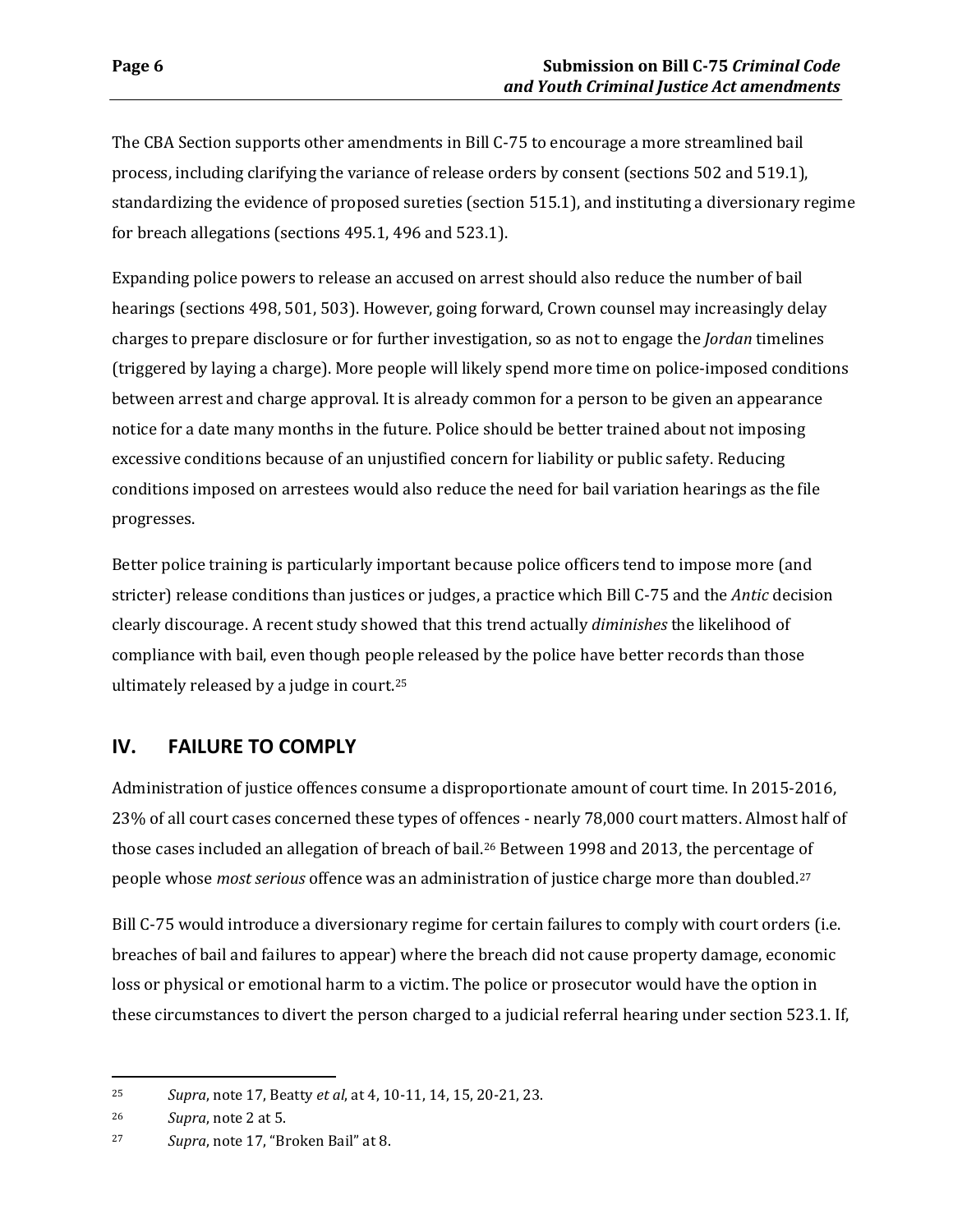The CBA Section supports other amendments in Bill C-75 to encourage a more streamlined bail process, including clarifying the variance of release orders by consent (sections 502 and 519.1), standardizing the evidence of proposed sureties (section 515.1), and instituting a diversionary regime for breach allegations (sections 495.1, 496 and 523.1).

Expanding police powers to release an accused on arrest should also reduce the number of bail hearings (sections 498, 501, 503). However, going forward, Crown counsel may increasingly delay charges to prepare disclosure or for further investigation, so as not to engage the *Jordan* timelines (triggered by laying a charge). More people will likely spend more time on police-imposed conditions between arrest and charge approval. It is already common for a person to be given an appearance notice for a date many months in the future. Police should be better trained about not imposing excessive conditions because of an unjustified concern for liability or public safety. Reducing conditions imposed on arrestees would also reduce the need for bail variation hearings as the file progresses.

Better police training is particularly important because police officers tend to impose more (and stricter) release conditions than justices or judges, a practice which Bill C-75 and the *Antic* decision clearly discourage. A recent study showed that this trend actually *diminishes* the likelihood of compliance with bail, even though people released by the police have better records than those ultimately released by a judge in court.[25]

## IV. FAILURE TO COMPLY

Administration of justice offences consume a disproportionate amount of court time. In 2015-2016, 23% of all court cases concerned these types of offences - nearly 78,000 court matters. Almost half of those cases included an allegation of breach of bail.[26] Between 1998 and 2013, the percentage of people whose *most serious* offence was an administration of justice charge more than doubled.[27]

Bill C-75 would introduce a diversionary regime for certain failures to comply with court orders (i.e. breaches of bail and failures to appear) where the breach did not cause property damage, economic loss or physical or emotional harm to a victim. The police or prosecutor would have the option in these circumstances to divert the person charged to a judicial referral hearing under section 523.1. If,

---

[25] *Supra*, note 17, Beatty *et al*, at 4, 10-11, 14, 15, 20-21, 23.

[26] *Supra*, note 2 at 5.

[27] *Supra*, note 17, "Broken Bail" at 8.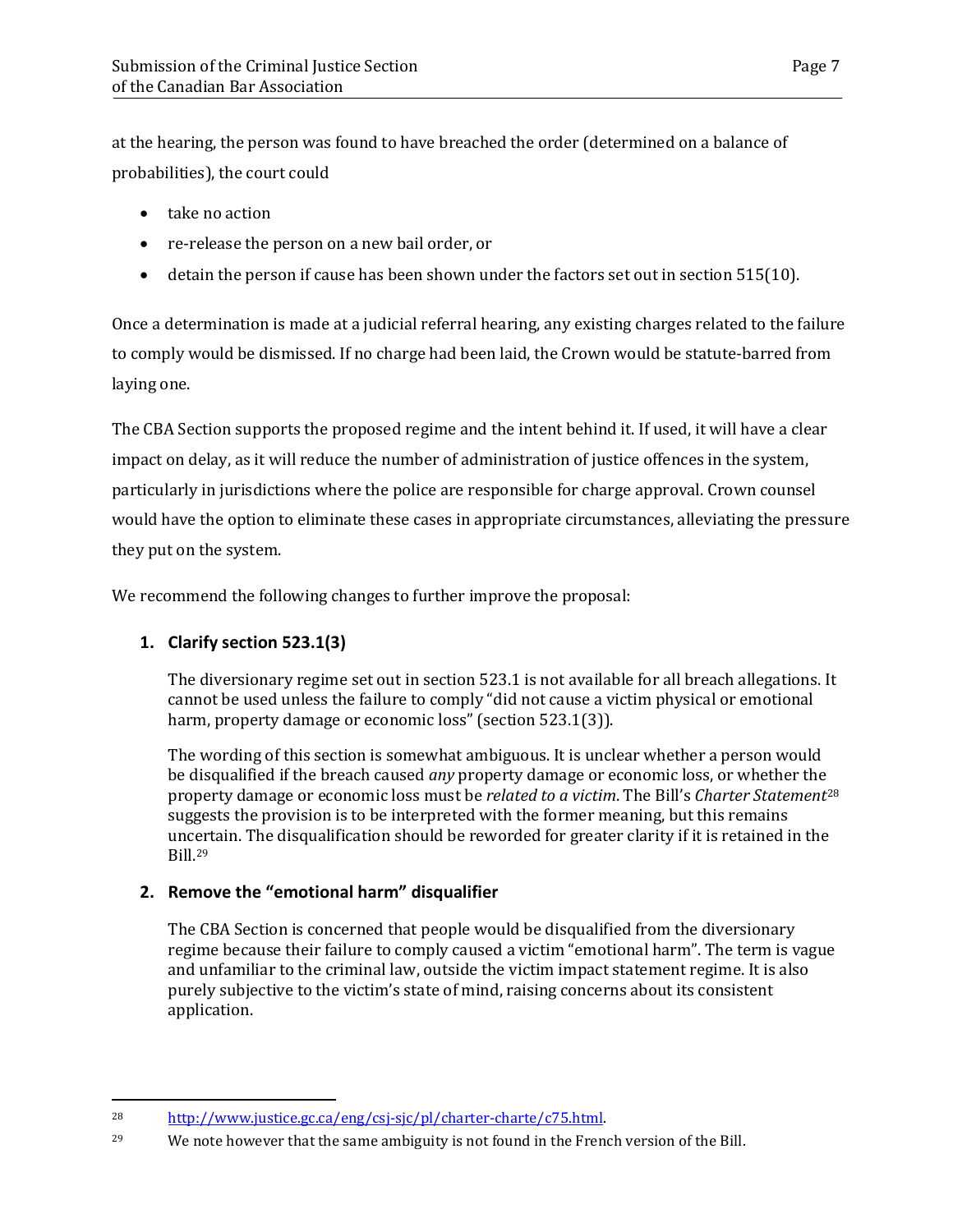at the hearing, the person was found to have breached the order (determined on a balance of probabilities), the court could

- take no action
- re-release the person on a new bail order, or
- detain the person if cause has been shown under the factors set out in section 515(10).

Once a determination is made at a judicial referral hearing, any existing charges related to the failure to comply would be dismissed. If no charge had been laid, the Crown would be statute-barred from laying one.

The CBA Section supports the proposed regime and the intent behind it. If used, it will have a clear impact on delay, as it will reduce the number of administration of justice offences in the system, particularly in jurisdictions where the police are responsible for charge approval. Crown counsel would have the option to eliminate these cases in appropriate circumstances, alleviating the pressure they put on the system.

We recommend the following changes to further improve the proposal:

1. **Clarify section 523.1(3)**

   The diversionary regime set out in section 523.1 is not available for all breach allegations. It cannot be used unless the failure to comply "did not cause a victim physical or emotional harm, property damage or economic loss" (section 523.1(3)).

   The wording of this section is somewhat ambiguous. It is unclear whether a person would be disqualified if the breach caused *any* property damage or economic loss, or whether the property damage or economic loss must be *related to a victim*. The Bill's *Charter Statement*[28] suggests the provision is to be interpreted with the former meaning, but this remains uncertain. The disqualification should be reworded for greater clarity if it is retained in the Bill.[29]

2. **Remove the "emotional harm" disqualifier**

   The CBA Section is concerned that people would be disqualified from the diversionary regime because their failure to comply caused a victim "emotional harm". The term is vague and unfamiliar to the criminal law, outside the victim impact statement regime. It is also purely subjective to the victim's state of mind, raising concerns about its consistent application.

---

[28] http://www.justice.gc.ca/eng/csj-sjc/pl/charter-charte/c75.html.

[29] We note however that the same ambiguity is not found in the French version of the Bill.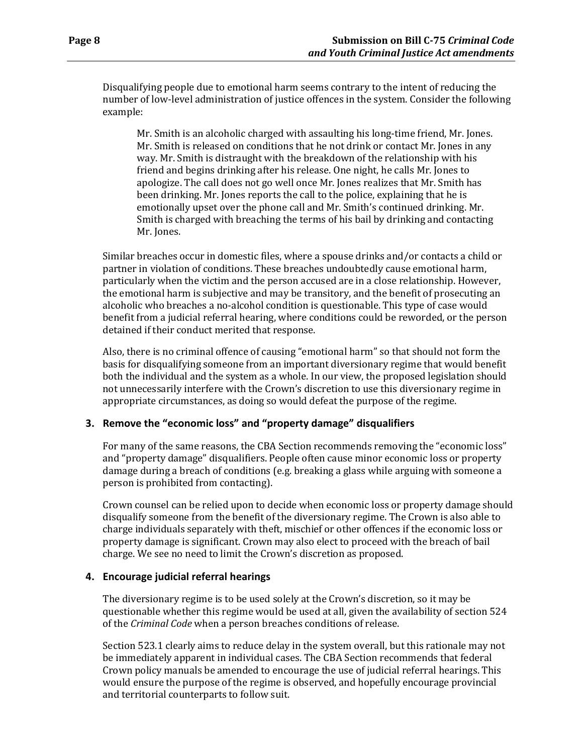Disqualifying people due to emotional harm seems contrary to the intent of reducing the number of low-level administration of justice offences in the system. Consider the following example:

> Mr. Smith is an alcoholic charged with assaulting his long-time friend, Mr. Jones. Mr. Smith is released on conditions that he not drink or contact Mr. Jones in any way. Mr. Smith is distraught with the breakdown of the relationship with his friend and begins drinking after his release. One night, he calls Mr. Jones to apologize. The call does not go well once Mr. Jones realizes that Mr. Smith has been drinking. Mr. Jones reports the call to the police, explaining that he is emotionally upset over the phone call and Mr. Smith's continued drinking. Mr. Smith is charged with breaching the terms of his bail by drinking and contacting Mr. Jones.

Similar breaches occur in domestic files, where a spouse drinks and/or contacts a child or partner in violation of conditions. These breaches undoubtedly cause emotional harm, particularly when the victim and the person accused are in a close relationship. However, the emotional harm is subjective and may be transitory, and the benefit of prosecuting an alcoholic who breaches a no-alcohol condition is questionable. This type of case would benefit from a judicial referral hearing, where conditions could be reworded, or the person detained if their conduct merited that response.

Also, there is no criminal offence of causing "emotional harm" so that should not form the basis for disqualifying someone from an important diversionary regime that would benefit both the individual and the system as a whole. In our view, the proposed legislation should not unnecessarily interfere with the Crown's discretion to use this diversionary regime in appropriate circumstances, as doing so would defeat the purpose of the regime.

### 3. Remove the "economic loss" and "property damage" disqualifiers

For many of the same reasons, the CBA Section recommends removing the "economic loss" and "property damage" disqualifiers. People often cause minor economic loss or property damage during a breach of conditions (e.g. breaking a glass while arguing with someone a person is prohibited from contacting).

Crown counsel can be relied upon to decide when economic loss or property damage should disqualify someone from the benefit of the diversionary regime. The Crown is also able to charge individuals separately with theft, mischief or other offences if the economic loss or property damage is significant. Crown may also elect to proceed with the breach of bail charge. We see no need to limit the Crown's discretion as proposed.

### 4. Encourage judicial referral hearings

The diversionary regime is to be used solely at the Crown's discretion, so it may be questionable whether this regime would be used at all, given the availability of section 524 of the *Criminal Code* when a person breaches conditions of release.

Section 523.1 clearly aims to reduce delay in the system overall, but this rationale may not be immediately apparent in individual cases. The CBA Section recommends that federal Crown policy manuals be amended to encourage the use of judicial referral hearings. This would ensure the purpose of the regime is observed, and hopefully encourage provincial and territorial counterparts to follow suit.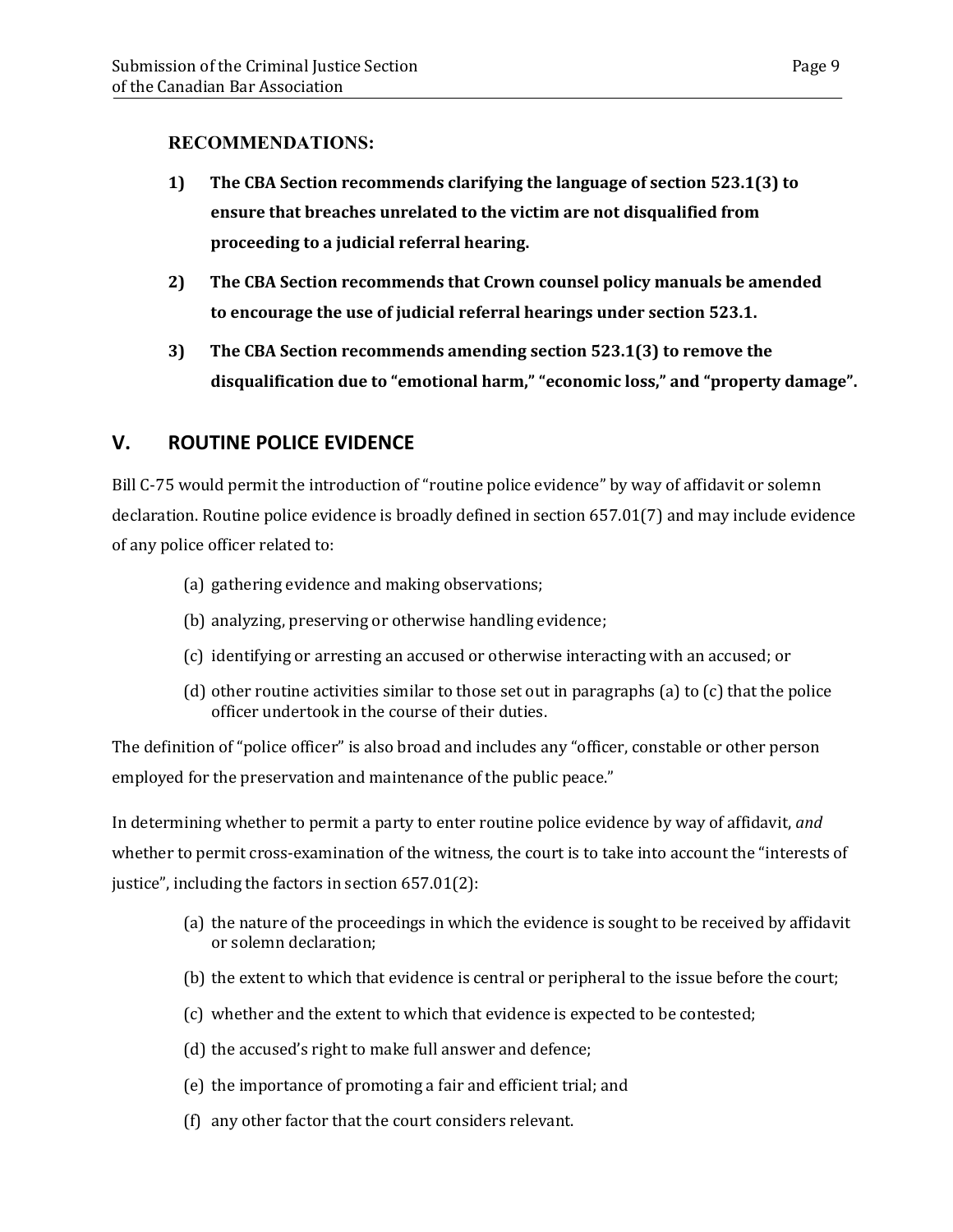**RECOMMENDATIONS:**

1) **The CBA Section recommends clarifying the language of section 523.1(3) to ensure that breaches unrelated to the victim are not disqualified from proceeding to a judicial referral hearing.**

2) **The CBA Section recommends that Crown counsel policy manuals be amended to encourage the use of judicial referral hearings under section 523.1.**

3) **The CBA Section recommends amending section 523.1(3) to remove the disqualification due to "emotional harm," "economic loss," and "property damage".**

## V. ROUTINE POLICE EVIDENCE

Bill C-75 would permit the introduction of "routine police evidence" by way of affidavit or solemn declaration. Routine police evidence is broadly defined in section 657.01(7) and may include evidence of any police officer related to:

(a) gathering evidence and making observations;

(b) analyzing, preserving or otherwise handling evidence;

(c) identifying or arresting an accused or otherwise interacting with an accused; or

(d) other routine activities similar to those set out in paragraphs (a) to (c) that the police officer undertook in the course of their duties.

The definition of "police officer" is also broad and includes any "officer, constable or other person employed for the preservation and maintenance of the public peace."

In determining whether to permit a party to enter routine police evidence by way of affidavit, *and* whether to permit cross-examination of the witness, the court is to take into account the "interests of justice", including the factors in section 657.01(2):

(a) the nature of the proceedings in which the evidence is sought to be received by affidavit or solemn declaration;

(b) the extent to which that evidence is central or peripheral to the issue before the court;

(c) whether and the extent to which that evidence is expected to be contested;

(d) the accused's right to make full answer and defence;

(e) the importance of promoting a fair and efficient trial; and

(f) any other factor that the court considers relevant.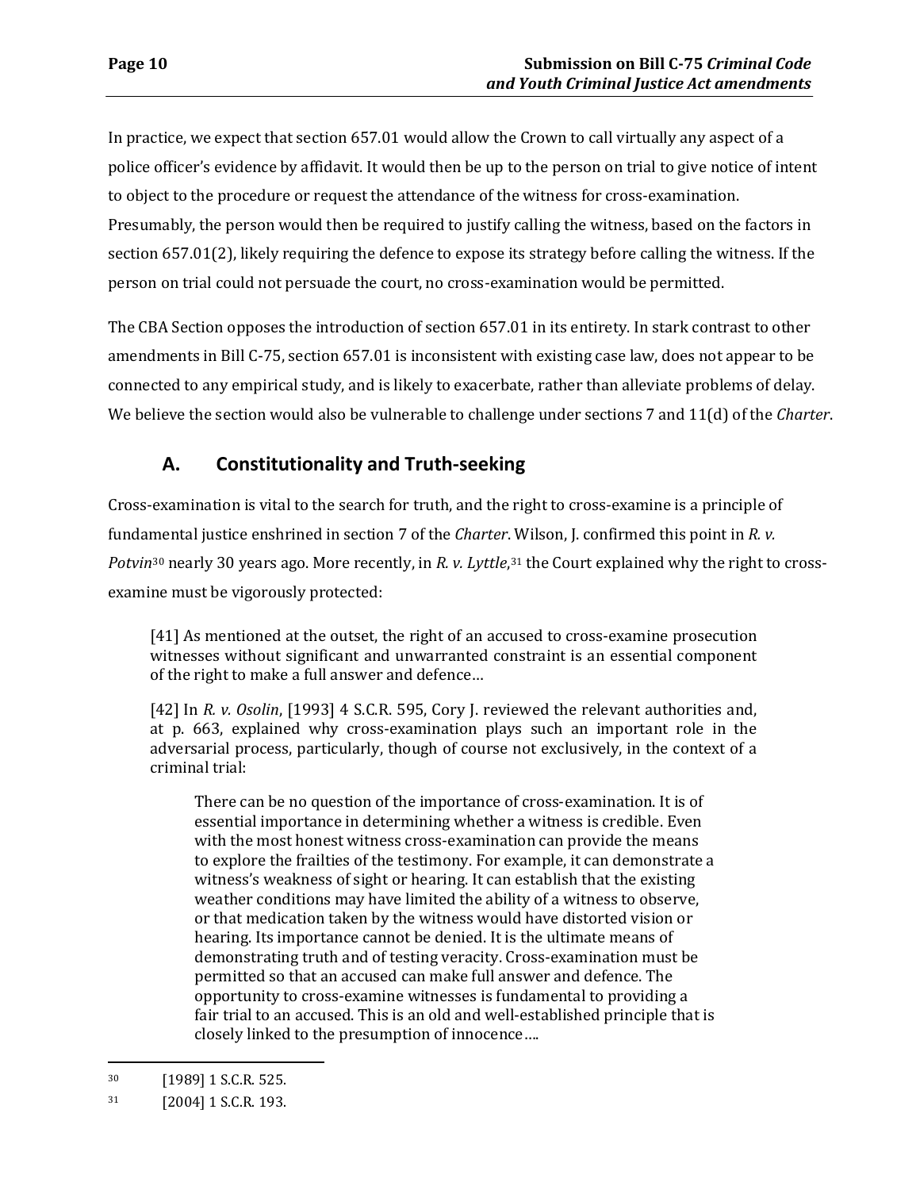In practice, we expect that section 657.01 would allow the Crown to call virtually any aspect of a police officer's evidence by affidavit. It would then be up to the person on trial to give notice of intent to object to the procedure or request the attendance of the witness for cross-examination. Presumably, the person would then be required to justify calling the witness, based on the factors in section 657.01(2), likely requiring the defence to expose its strategy before calling the witness. If the person on trial could not persuade the court, no cross-examination would be permitted.

The CBA Section opposes the introduction of section 657.01 in its entirety. In stark contrast to other amendments in Bill C-75, section 657.01 is inconsistent with existing case law, does not appear to be connected to any empirical study, and is likely to exacerbate, rather than alleviate problems of delay. We believe the section would also be vulnerable to challenge under sections 7 and 11(d) of the *Charter*.

## A. Constitutionality and Truth-seeking

Cross-examination is vital to the search for truth, and the right to cross-examine is a principle of fundamental justice enshrined in section 7 of the *Charter*. Wilson, J. confirmed this point in *R. v. Potvin*[30] nearly 30 years ago. More recently, in *R. v. Lyttle*,[31] the Court explained why the right to cross-examine must be vigorously protected:

> [41] As mentioned at the outset, the right of an accused to cross-examine prosecution witnesses without significant and unwarranted constraint is an essential component of the right to make a full answer and defence…
>
> [42] In *R. v. Osolin*, [1993] 4 S.C.R. 595, Cory J. reviewed the relevant authorities and, at p. 663, explained why cross-examination plays such an important role in the adversarial process, particularly, though of course not exclusively, in the context of a criminal trial:
>
> > There can be no question of the importance of cross-examination. It is of essential importance in determining whether a witness is credible. Even with the most honest witness cross-examination can provide the means to explore the frailties of the testimony. For example, it can demonstrate a witness's weakness of sight or hearing. It can establish that the existing weather conditions may have limited the ability of a witness to observe, or that medication taken by the witness would have distorted vision or hearing. Its importance cannot be denied. It is the ultimate means of demonstrating truth and of testing veracity. Cross-examination must be permitted so that an accused can make full answer and defence. The opportunity to cross-examine witnesses is fundamental to providing a fair trial to an accused. This is an old and well-established principle that is closely linked to the presumption of innocence….

---

[30] [1989] 1 S.C.R. 525.

[31] [2004] 1 S.C.R. 193.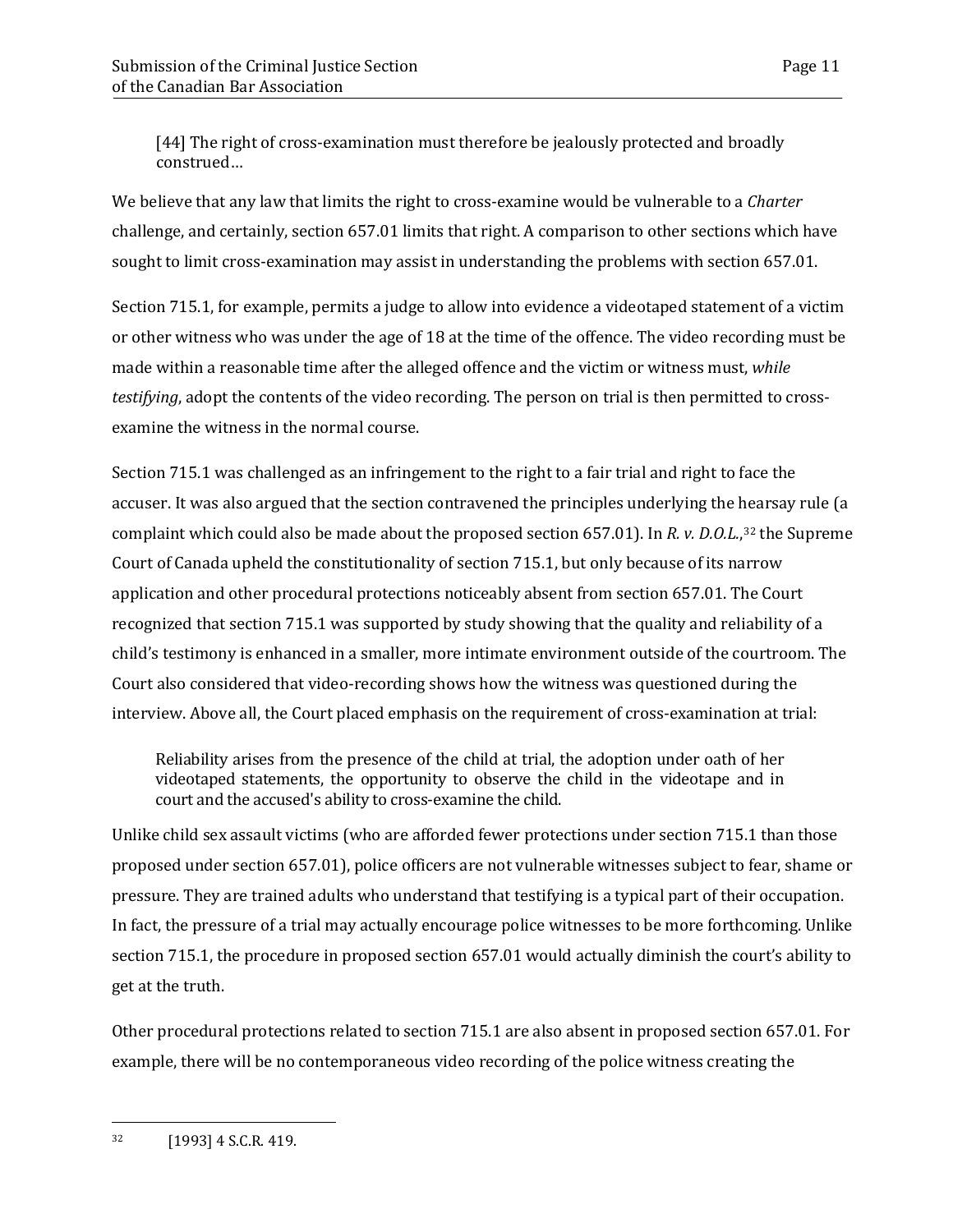> [44] The right of cross-examination must therefore be jealously protected and broadly construed…

We believe that any law that limits the right to cross-examine would be vulnerable to a *Charter* challenge, and certainly, section 657.01 limits that right. A comparison to other sections which have sought to limit cross-examination may assist in understanding the problems with section 657.01.

Section 715.1, for example, permits a judge to allow into evidence a videotaped statement of a victim or other witness who was under the age of 18 at the time of the offence. The video recording must be made within a reasonable time after the alleged offence and the victim or witness must, *while testifying*, adopt the contents of the video recording. The person on trial is then permitted to cross-examine the witness in the normal course.

Section 715.1 was challenged as an infringement to the right to a fair trial and right to face the accuser. It was also argued that the section contravened the principles underlying the hearsay rule (a complaint which could also be made about the proposed section 657.01). In *R. v. D.O.L.*,[32] the Supreme Court of Canada upheld the constitutionality of section 715.1, but only because of its narrow application and other procedural protections noticeably absent from section 657.01. The Court recognized that section 715.1 was supported by study showing that the quality and reliability of a child's testimony is enhanced in a smaller, more intimate environment outside of the courtroom. The Court also considered that video-recording shows how the witness was questioned during the interview. Above all, the Court placed emphasis on the requirement of cross-examination at trial:

> Reliability arises from the presence of the child at trial, the adoption under oath of her videotaped statements, the opportunity to observe the child in the videotape and in court and the accused's ability to cross-examine the child.

Unlike child sex assault victims (who are afforded fewer protections under section 715.1 than those proposed under section 657.01), police officers are not vulnerable witnesses subject to fear, shame or pressure. They are trained adults who understand that testifying is a typical part of their occupation. In fact, the pressure of a trial may actually encourage police witnesses to be more forthcoming. Unlike section 715.1, the procedure in proposed section 657.01 would actually diminish the court's ability to get at the truth.

Other procedural protections related to section 715.1 are also absent in proposed section 657.01. For example, there will be no contemporaneous video recording of the police witness creating the

---

[32] [1993] 4 S.C.R. 419.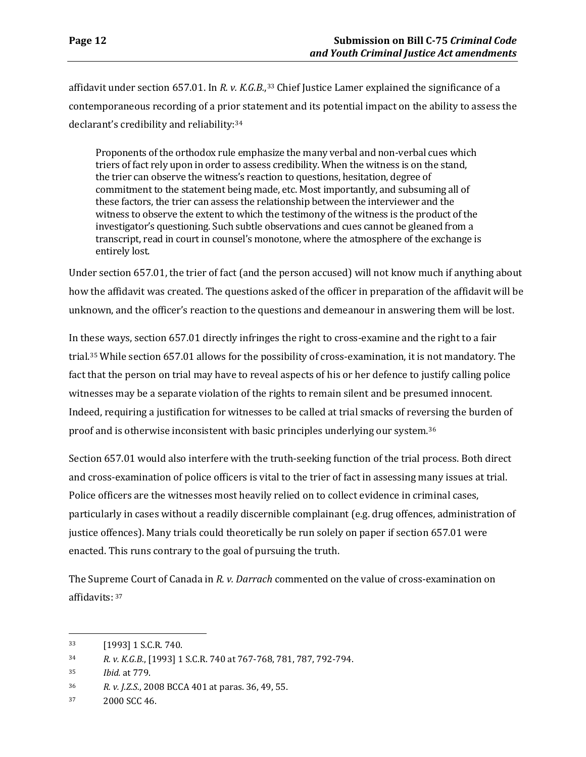affidavit under section 657.01. In *R. v. K.G.B.*,[33] Chief Justice Lamer explained the significance of a contemporaneous recording of a prior statement and its potential impact on the ability to assess the declarant's credibility and reliability:[34]

> Proponents of the orthodox rule emphasize the many verbal and non-verbal cues which triers of fact rely upon in order to assess credibility. When the witness is on the stand, the trier can observe the witness's reaction to questions, hesitation, degree of commitment to the statement being made, etc. Most importantly, and subsuming all of these factors, the trier can assess the relationship between the interviewer and the witness to observe the extent to which the testimony of the witness is the product of the investigator's questioning. Such subtle observations and cues cannot be gleaned from a transcript, read in court in counsel's monotone, where the atmosphere of the exchange is entirely lost.

Under section 657.01, the trier of fact (and the person accused) will not know much if anything about how the affidavit was created. The questions asked of the officer in preparation of the affidavit will be unknown, and the officer's reaction to the questions and demeanour in answering them will be lost.

In these ways, section 657.01 directly infringes the right to cross-examine and the right to a fair trial.[35] While section 657.01 allows for the possibility of cross-examination, it is not mandatory. The fact that the person on trial may have to reveal aspects of his or her defence to justify calling police witnesses may be a separate violation of the rights to remain silent and be presumed innocent. Indeed, requiring a justification for witnesses to be called at trial smacks of reversing the burden of proof and is otherwise inconsistent with basic principles underlying our system.[36]

Section 657.01 would also interfere with the truth-seeking function of the trial process. Both direct and cross-examination of police officers is vital to the trier of fact in assessing many issues at trial. Police officers are the witnesses most heavily relied on to collect evidence in criminal cases, particularly in cases without a readily discernible complainant (e.g. drug offences, administration of justice offences). Many trials could theoretically be run solely on paper if section 657.01 were enacted. This runs contrary to the goal of pursuing the truth.

The Supreme Court of Canada in *R. v. Darrach* commented on the value of cross-examination on affidavits: [37]

---

[33] [1993] 1 S.C.R. 740.

[34] *R. v. K.G.B.*, [1993] 1 S.C.R. 740 at 767-768, 781, 787, 792-794.

[35] *Ibid.* at 779.

[36] *R. v. J.Z.S.*, 2008 BCCA 401 at paras. 36, 49, 55.

[37] 2000 SCC 46.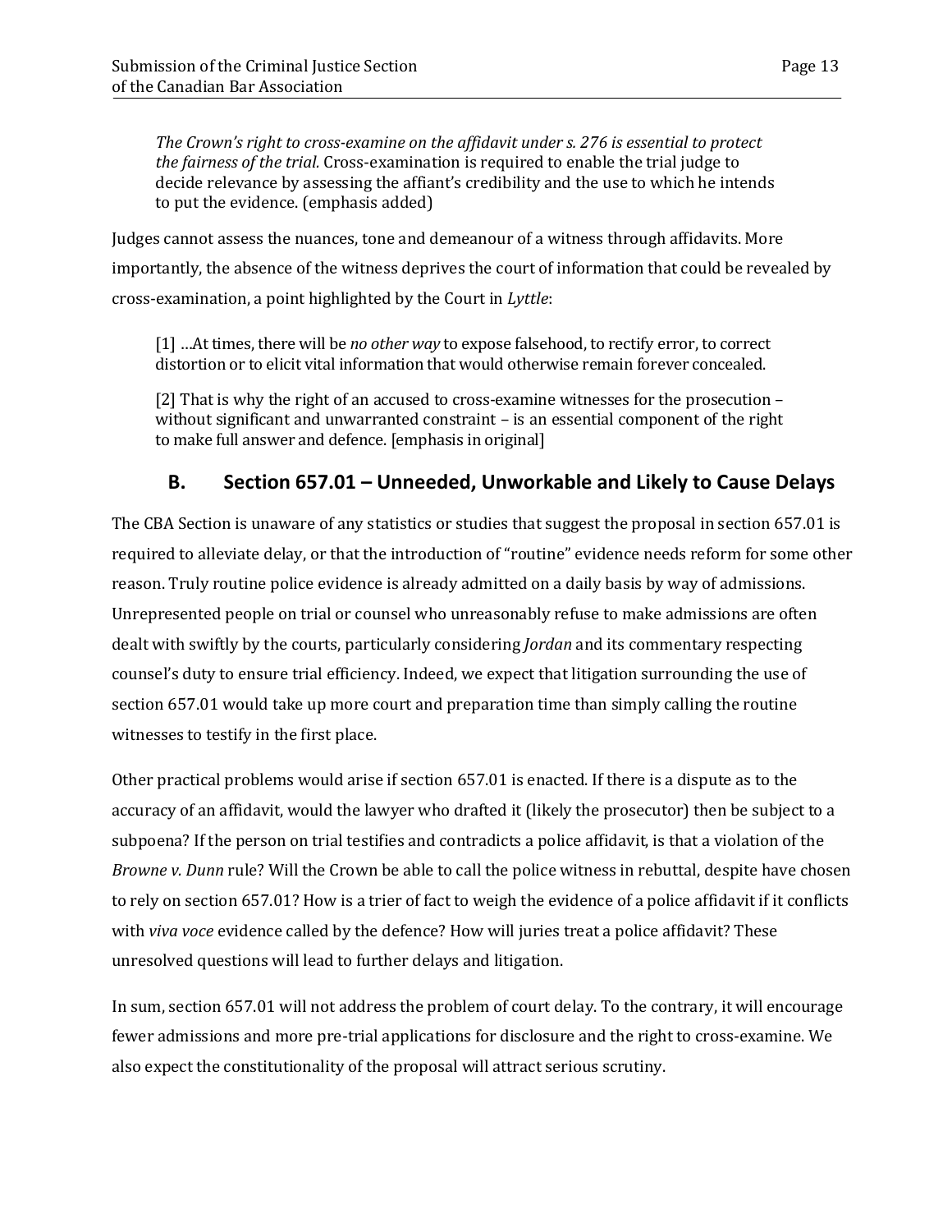> *The Crown's right to cross-examine on the affidavit under s. 276 is essential to protect the fairness of the trial.* Cross-examination is required to enable the trial judge to decide relevance by assessing the affiant's credibility and the use to which he intends to put the evidence. (emphasis added)

Judges cannot assess the nuances, tone and demeanour of a witness through affidavits. More importantly, the absence of the witness deprives the court of information that could be revealed by cross-examination, a point highlighted by the Court in *Lyttle*:

> [1] …At times, there will be *no other way* to expose falsehood, to rectify error, to correct distortion or to elicit vital information that would otherwise remain forever concealed.
>
> [2] That is why the right of an accused to cross-examine witnesses for the prosecution – without significant and unwarranted constraint – is an essential component of the right to make full answer and defence. [emphasis in original]

## B. Section 657.01 – Unneeded, Unworkable and Likely to Cause Delays

The CBA Section is unaware of any statistics or studies that suggest the proposal in section 657.01 is required to alleviate delay, or that the introduction of "routine" evidence needs reform for some other reason. Truly routine police evidence is already admitted on a daily basis by way of admissions. Unrepresented people on trial or counsel who unreasonably refuse to make admissions are often dealt with swiftly by the courts, particularly considering *Jordan* and its commentary respecting counsel's duty to ensure trial efficiency. Indeed, we expect that litigation surrounding the use of section 657.01 would take up more court and preparation time than simply calling the routine witnesses to testify in the first place.

Other practical problems would arise if section 657.01 is enacted. If there is a dispute as to the accuracy of an affidavit, would the lawyer who drafted it (likely the prosecutor) then be subject to a subpoena? If the person on trial testifies and contradicts a police affidavit, is that a violation of the *Browne v. Dunn* rule? Will the Crown be able to call the police witness in rebuttal, despite have chosen to rely on section 657.01? How is a trier of fact to weigh the evidence of a police affidavit if it conflicts with *viva voce* evidence called by the defence? How will juries treat a police affidavit? These unresolved questions will lead to further delays and litigation.

In sum, section 657.01 will not address the problem of court delay. To the contrary, it will encourage fewer admissions and more pre-trial applications for disclosure and the right to cross-examine. We also expect the constitutionality of the proposal will attract serious scrutiny.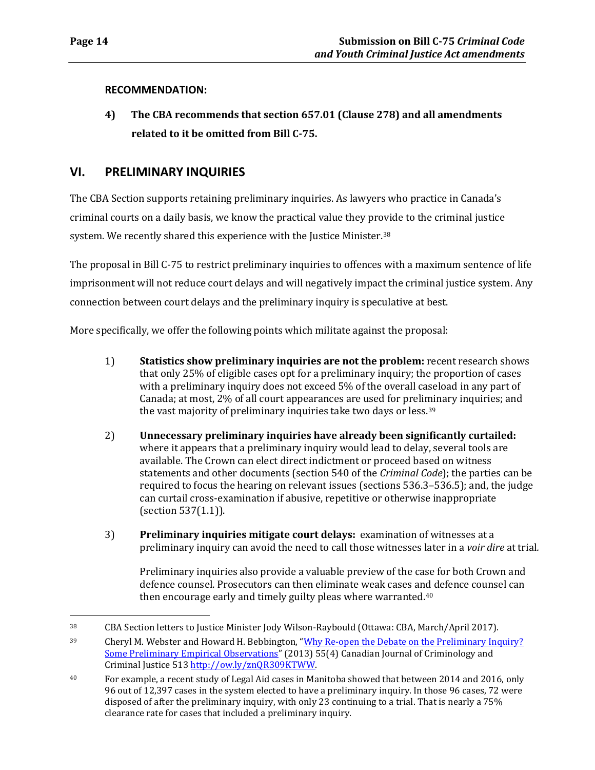**RECOMMENDATION:**

**4) The CBA recommends that section 657.01 (Clause 278) and all amendments related to it be omitted from Bill C-75.**

## VI. PRELIMINARY INQUIRIES

The CBA Section supports retaining preliminary inquiries. As lawyers who practice in Canada's criminal courts on a daily basis, we know the practical value they provide to the criminal justice system. We recently shared this experience with the Justice Minister.[38]

The proposal in Bill C-75 to restrict preliminary inquiries to offences with a maximum sentence of life imprisonment will not reduce court delays and will negatively impact the criminal justice system. Any connection between court delays and the preliminary inquiry is speculative at best.

More specifically, we offer the following points which militate against the proposal:

1) **Statistics show preliminary inquiries are not the problem:** recent research shows that only 25% of eligible cases opt for a preliminary inquiry; the proportion of cases with a preliminary inquiry does not exceed 5% of the overall caseload in any part of Canada; at most, 2% of all court appearances are used for preliminary inquiries; and the vast majority of preliminary inquiries take two days or less.[39]

2) **Unnecessary preliminary inquiries have already been significantly curtailed:** where it appears that a preliminary inquiry would lead to delay, several tools are available. The Crown can elect direct indictment or proceed based on witness statements and other documents (section 540 of the *Criminal Code*); the parties can be required to focus the hearing on relevant issues (sections 536.3–536.5); and, the judge can curtail cross-examination if abusive, repetitive or otherwise inappropriate (section 537(1.1)).

3) **Preliminary inquiries mitigate court delays:** examination of witnesses at a preliminary inquiry can avoid the need to call those witnesses later in a *voir dire* at trial.

   Preliminary inquiries also provide a valuable preview of the case for both Crown and defence counsel. Prosecutors can then eliminate weak cases and defence counsel can then encourage early and timely guilty pleas where warranted.[40]

---

[38] CBA Section letters to Justice Minister Jody Wilson-Raybould (Ottawa: CBA, March/April 2017).

[39] Cheryl M. Webster and Howard H. Bebbington, "Why Re-open the Debate on the Preliminary Inquiry? Some Preliminary Empirical Observations" (2013) 55(4) Canadian Journal of Criminology and Criminal Justice 513 http://ow.ly/znQR309KTWW.

[40] For example, a recent study of Legal Aid cases in Manitoba showed that between 2014 and 2016, only 96 out of 12,397 cases in the system elected to have a preliminary inquiry. In those 96 cases, 72 were disposed of after the preliminary inquiry, with only 23 continuing to a trial. That is nearly a 75% clearance rate for cases that included a preliminary inquiry.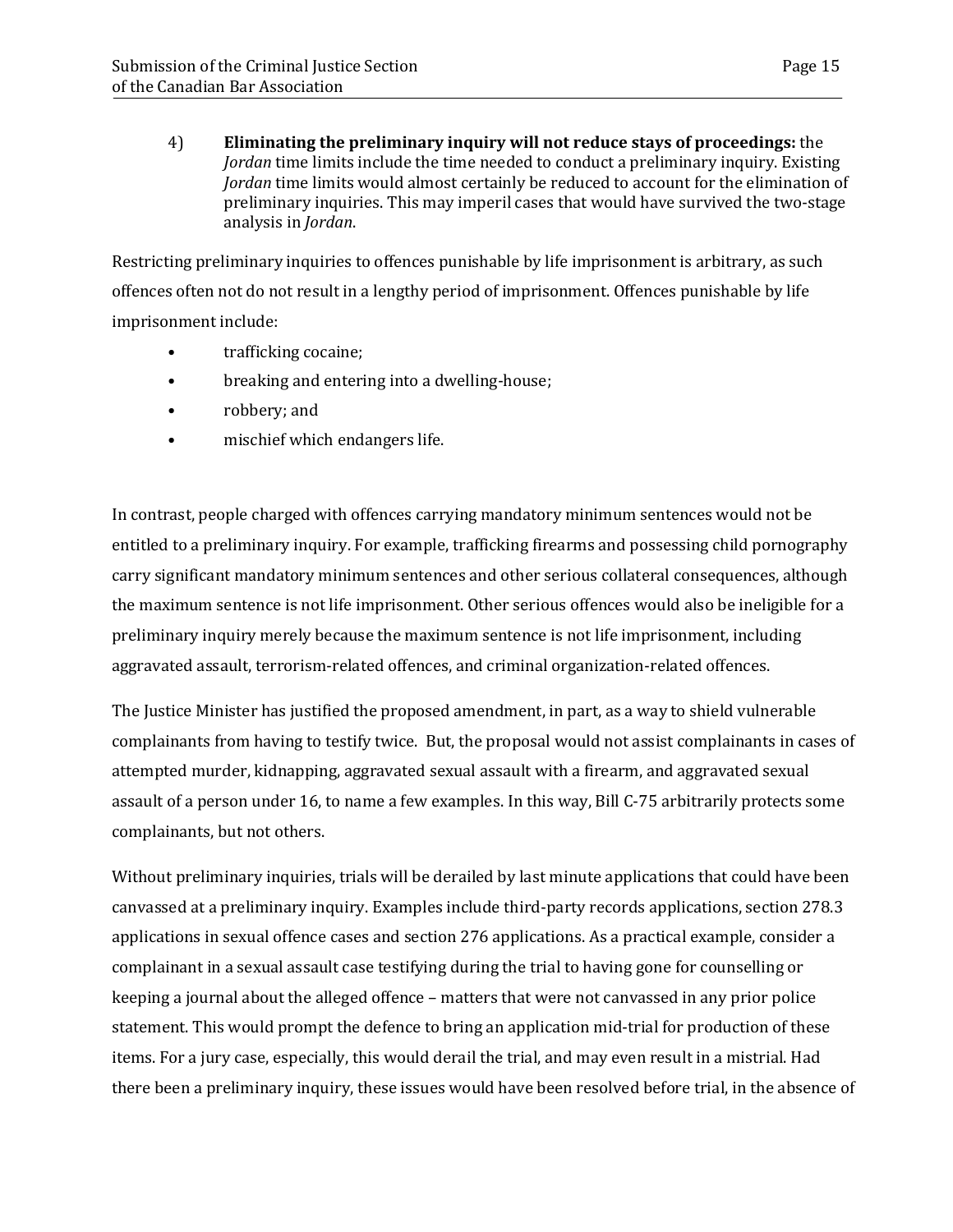4) **Eliminating the preliminary inquiry will not reduce stays of proceedings:** the *Jordan* time limits include the time needed to conduct a preliminary inquiry. Existing *Jordan* time limits would almost certainly be reduced to account for the elimination of preliminary inquiries. This may imperil cases that would have survived the two-stage analysis in *Jordan*.

Restricting preliminary inquiries to offences punishable by life imprisonment is arbitrary, as such offences often not do not result in a lengthy period of imprisonment. Offences punishable by life imprisonment include:

- trafficking cocaine;
- breaking and entering into a dwelling-house;
- robbery; and
- mischief which endangers life.

In contrast, people charged with offences carrying mandatory minimum sentences would not be entitled to a preliminary inquiry. For example, trafficking firearms and possessing child pornography carry significant mandatory minimum sentences and other serious collateral consequences, although the maximum sentence is not life imprisonment. Other serious offences would also be ineligible for a preliminary inquiry merely because the maximum sentence is not life imprisonment, including aggravated assault, terrorism-related offences, and criminal organization-related offences.

The Justice Minister has justified the proposed amendment, in part, as a way to shield vulnerable complainants from having to testify twice. But, the proposal would not assist complainants in cases of attempted murder, kidnapping, aggravated sexual assault with a firearm, and aggravated sexual assault of a person under 16, to name a few examples. In this way, Bill C-75 arbitrarily protects some complainants, but not others.

Without preliminary inquiries, trials will be derailed by last minute applications that could have been canvassed at a preliminary inquiry. Examples include third-party records applications, section 278.3 applications in sexual offence cases and section 276 applications. As a practical example, consider a complainant in a sexual assault case testifying during the trial to having gone for counselling or keeping a journal about the alleged offence – matters that were not canvassed in any prior police statement. This would prompt the defence to bring an application mid-trial for production of these items. For a jury case, especially, this would derail the trial, and may even result in a mistrial. Had there been a preliminary inquiry, these issues would have been resolved before trial, in the absence of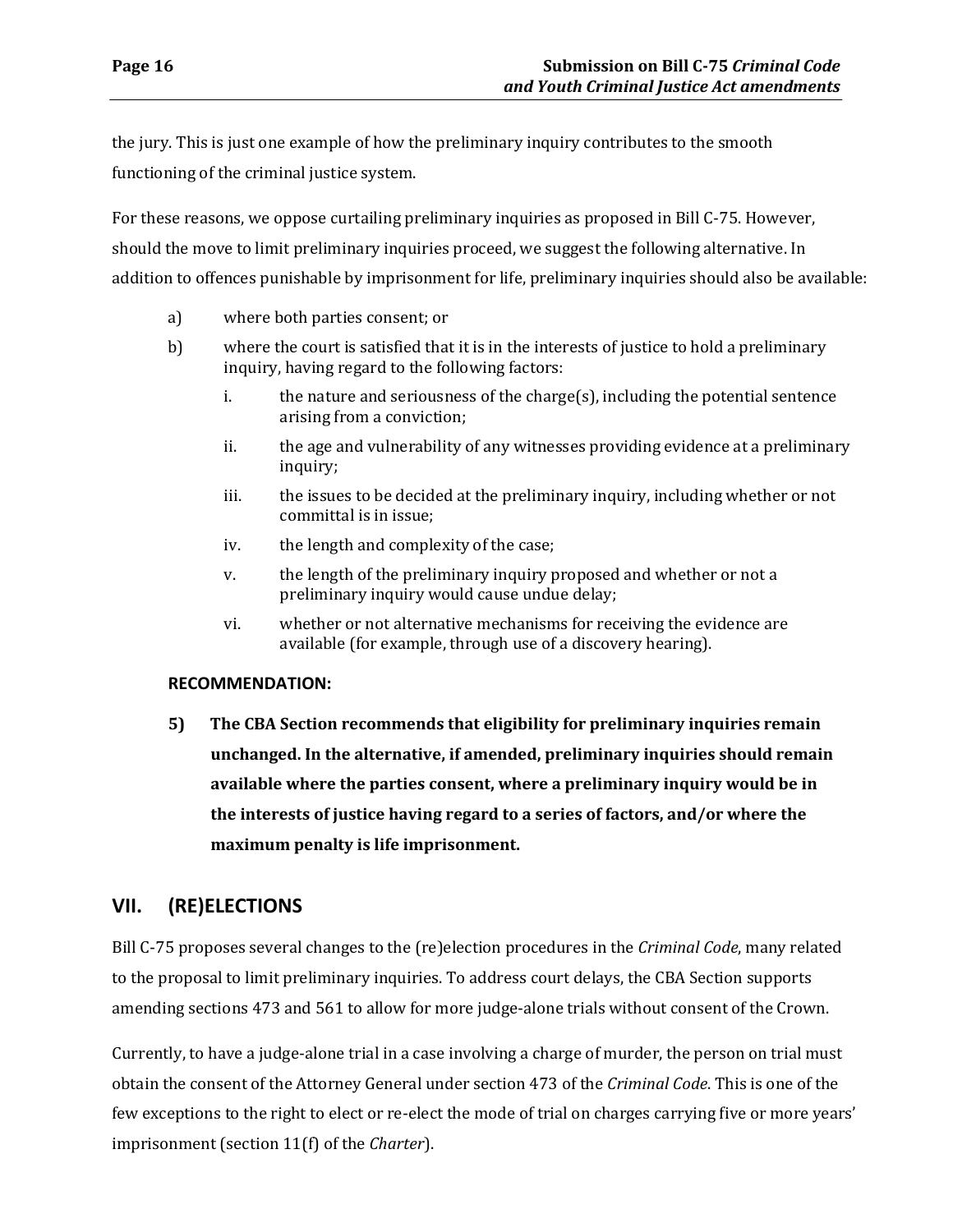the jury. This is just one example of how the preliminary inquiry contributes to the smooth functioning of the criminal justice system.

For these reasons, we oppose curtailing preliminary inquiries as proposed in Bill C-75. However, should the move to limit preliminary inquiries proceed, we suggest the following alternative. In addition to offences punishable by imprisonment for life, preliminary inquiries should also be available:

a) where both parties consent; or

b) where the court is satisfied that it is in the interests of justice to hold a preliminary inquiry, having regard to the following factors:

   i. the nature and seriousness of the charge(s), including the potential sentence arising from a conviction;

   ii. the age and vulnerability of any witnesses providing evidence at a preliminary inquiry;

   iii. the issues to be decided at the preliminary inquiry, including whether or not committal is in issue;

   iv. the length and complexity of the case;

   v. the length of the preliminary inquiry proposed and whether or not a preliminary inquiry would cause undue delay;

   vi. whether or not alternative mechanisms for receiving the evidence are available (for example, through use of a discovery hearing).

**RECOMMENDATION:**

**5) The CBA Section recommends that eligibility for preliminary inquiries remain unchanged. In the alternative, if amended, preliminary inquiries should remain available where the parties consent, where a preliminary inquiry would be in the interests of justice having regard to a series of factors, and/or where the maximum penalty is life imprisonment.**

## VII. (RE)ELECTIONS

Bill C-75 proposes several changes to the (re)election procedures in the *Criminal Code*, many related to the proposal to limit preliminary inquiries. To address court delays, the CBA Section supports amending sections 473 and 561 to allow for more judge-alone trials without consent of the Crown.

Currently, to have a judge-alone trial in a case involving a charge of murder, the person on trial must obtain the consent of the Attorney General under section 473 of the *Criminal Code*. This is one of the few exceptions to the right to elect or re-elect the mode of trial on charges carrying five or more years' imprisonment (section 11(f) of the *Charter*).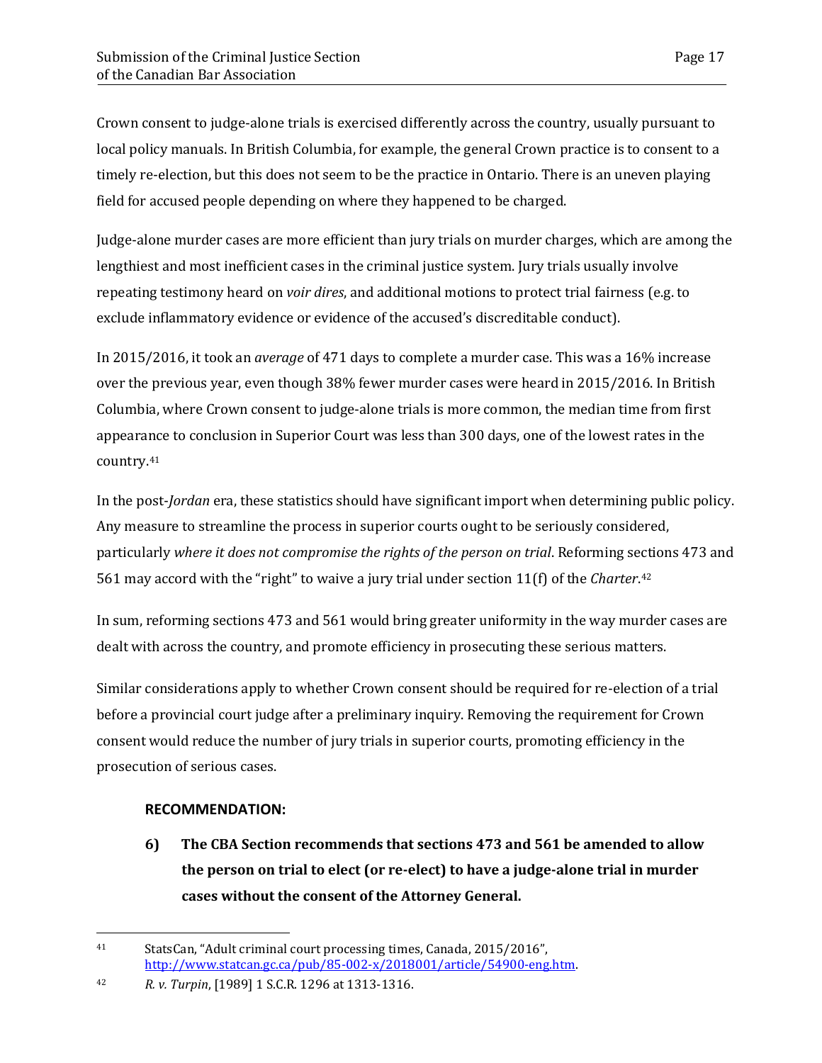Crown consent to judge-alone trials is exercised differently across the country, usually pursuant to local policy manuals. In British Columbia, for example, the general Crown practice is to consent to a timely re-election, but this does not seem to be the practice in Ontario. There is an uneven playing field for accused people depending on where they happened to be charged.

Judge-alone murder cases are more efficient than jury trials on murder charges, which are among the lengthiest and most inefficient cases in the criminal justice system. Jury trials usually involve repeating testimony heard on *voir dires*, and additional motions to protect trial fairness (e.g. to exclude inflammatory evidence or evidence of the accused's discreditable conduct).

In 2015/2016, it took an *average* of 471 days to complete a murder case. This was a 16% increase over the previous year, even though 38% fewer murder cases were heard in 2015/2016. In British Columbia, where Crown consent to judge-alone trials is more common, the median time from first appearance to conclusion in Superior Court was less than 300 days, one of the lowest rates in the country.[41]

In the post-*Jordan* era, these statistics should have significant import when determining public policy. Any measure to streamline the process in superior courts ought to be seriously considered, particularly *where it does not compromise the rights of the person on trial*. Reforming sections 473 and 561 may accord with the "right" to waive a jury trial under section 11(f) of the *Charter*.[42]

In sum, reforming sections 473 and 561 would bring greater uniformity in the way murder cases are dealt with across the country, and promote efficiency in prosecuting these serious matters.

Similar considerations apply to whether Crown consent should be required for re-election of a trial before a provincial court judge after a preliminary inquiry. Removing the requirement for Crown consent would reduce the number of jury trials in superior courts, promoting efficiency in the prosecution of serious cases.

**RECOMMENDATION:**

**6) The CBA Section recommends that sections 473 and 561 be amended to allow the person on trial to elect (or re-elect) to have a judge-alone trial in murder cases without the consent of the Attorney General.**

---

[41] StatsCan, "Adult criminal court processing times, Canada, 2015/2016", http://www.statcan.gc.ca/pub/85-002-x/2018001/article/54900-eng.htm.

[42] *R. v. Turpin*, [1989] 1 S.C.R. 1296 at 1313-1316.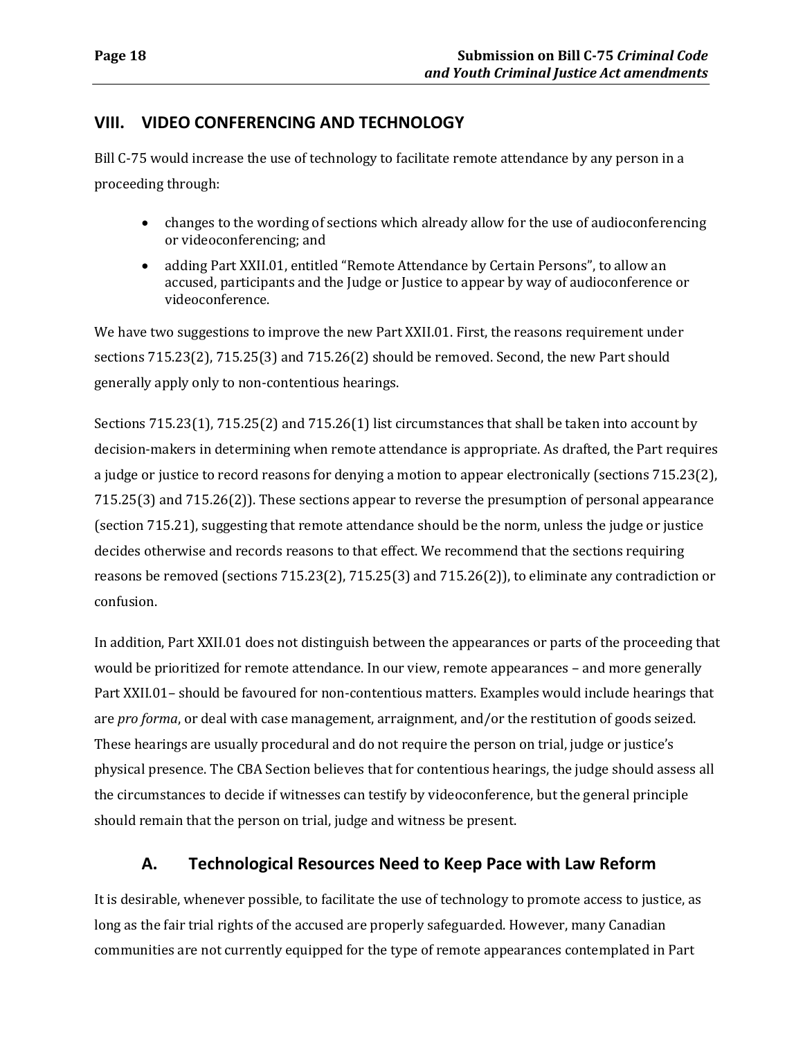## VIII. VIDEO CONFERENCING AND TECHNOLOGY

Bill C-75 would increase the use of technology to facilitate remote attendance by any person in a proceeding through:

- changes to the wording of sections which already allow for the use of audioconferencing or videoconferencing; and
- adding Part XXII.01, entitled "Remote Attendance by Certain Persons", to allow an accused, participants and the Judge or Justice to appear by way of audioconference or videoconference.

We have two suggestions to improve the new Part XXII.01. First, the reasons requirement under sections 715.23(2), 715.25(3) and 715.26(2) should be removed. Second, the new Part should generally apply only to non-contentious hearings.

Sections 715.23(1), 715.25(2) and 715.26(1) list circumstances that shall be taken into account by decision-makers in determining when remote attendance is appropriate. As drafted, the Part requires a judge or justice to record reasons for denying a motion to appear electronically (sections 715.23(2), 715.25(3) and 715.26(2)). These sections appear to reverse the presumption of personal appearance (section 715.21), suggesting that remote attendance should be the norm, unless the judge or justice decides otherwise and records reasons to that effect. We recommend that the sections requiring reasons be removed (sections 715.23(2), 715.25(3) and 715.26(2)), to eliminate any contradiction or confusion.

In addition, Part XXII.01 does not distinguish between the appearances or parts of the proceeding that would be prioritized for remote attendance. In our view, remote appearances – and more generally Part XXII.01– should be favoured for non-contentious matters. Examples would include hearings that are *pro forma*, or deal with case management, arraignment, and/or the restitution of goods seized. These hearings are usually procedural and do not require the person on trial, judge or justice's physical presence. The CBA Section believes that for contentious hearings, the judge should assess all the circumstances to decide if witnesses can testify by videoconference, but the general principle should remain that the person on trial, judge and witness be present.

### A. Technological Resources Need to Keep Pace with Law Reform

It is desirable, whenever possible, to facilitate the use of technology to promote access to justice, as long as the fair trial rights of the accused are properly safeguarded. However, many Canadian communities are not currently equipped for the type of remote appearances contemplated in Part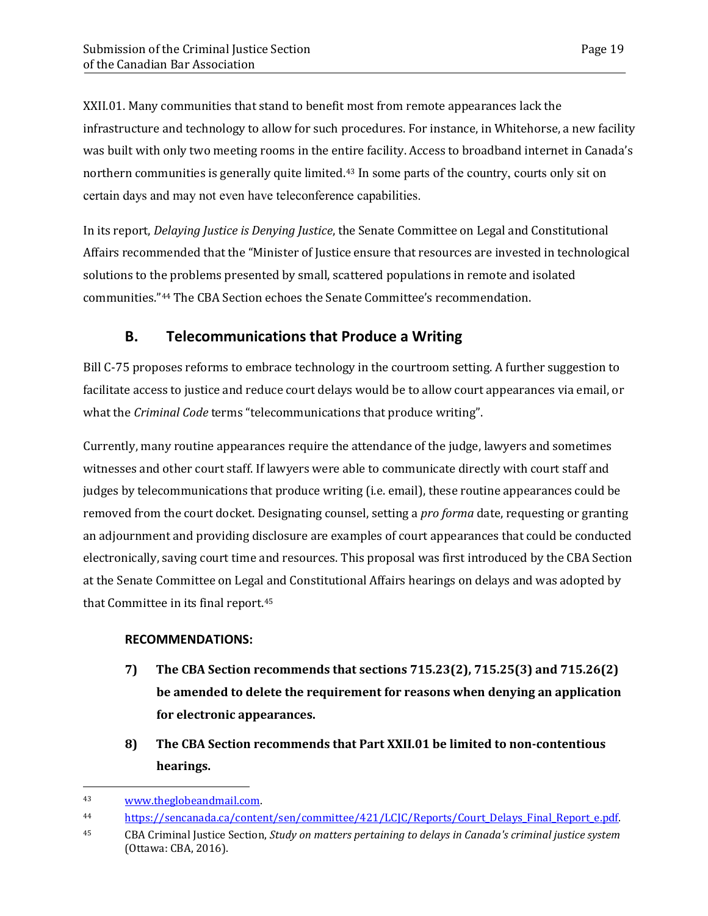XXII.01. Many communities that stand to benefit most from remote appearances lack the infrastructure and technology to allow for such procedures. For instance, in Whitehorse, a new facility was built with only two meeting rooms in the entire facility. Access to broadband internet in Canada's northern communities is generally quite limited.[43] In some parts of the country, courts only sit on certain days and may not even have teleconference capabilities.

In its report, *Delaying Justice is Denying Justice*, the Senate Committee on Legal and Constitutional Affairs recommended that the "Minister of Justice ensure that resources are invested in technological solutions to the problems presented by small, scattered populations in remote and isolated communities."[44] The CBA Section echoes the Senate Committee's recommendation.

## B. Telecommunications that Produce a Writing

Bill C-75 proposes reforms to embrace technology in the courtroom setting. A further suggestion to facilitate access to justice and reduce court delays would be to allow court appearances via email, or what the *Criminal Code* terms "telecommunications that produce writing".

Currently, many routine appearances require the attendance of the judge, lawyers and sometimes witnesses and other court staff. If lawyers were able to communicate directly with court staff and judges by telecommunications that produce writing (i.e. email), these routine appearances could be removed from the court docket. Designating counsel, setting a *pro forma* date, requesting or granting an adjournment and providing disclosure are examples of court appearances that could be conducted electronically, saving court time and resources. This proposal was first introduced by the CBA Section at the Senate Committee on Legal and Constitutional Affairs hearings on delays and was adopted by that Committee in its final report.[45]

**RECOMMENDATIONS:**

7) **The CBA Section recommends that sections 715.23(2), 715.25(3) and 715.26(2) be amended to delete the requirement for reasons when denying an application for electronic appearances.**

8) **The CBA Section recommends that Part XXII.01 be limited to non-contentious hearings.**

---

43 www.theglobeandmail.com.

44 https://sencanada.ca/content/sen/committee/421/LCJC/Reports/Court_Delays_Final_Report_e.pdf.

45 CBA Criminal Justice Section, *Study on matters pertaining to delays in Canada's criminal justice system* (Ottawa: CBA, 2016).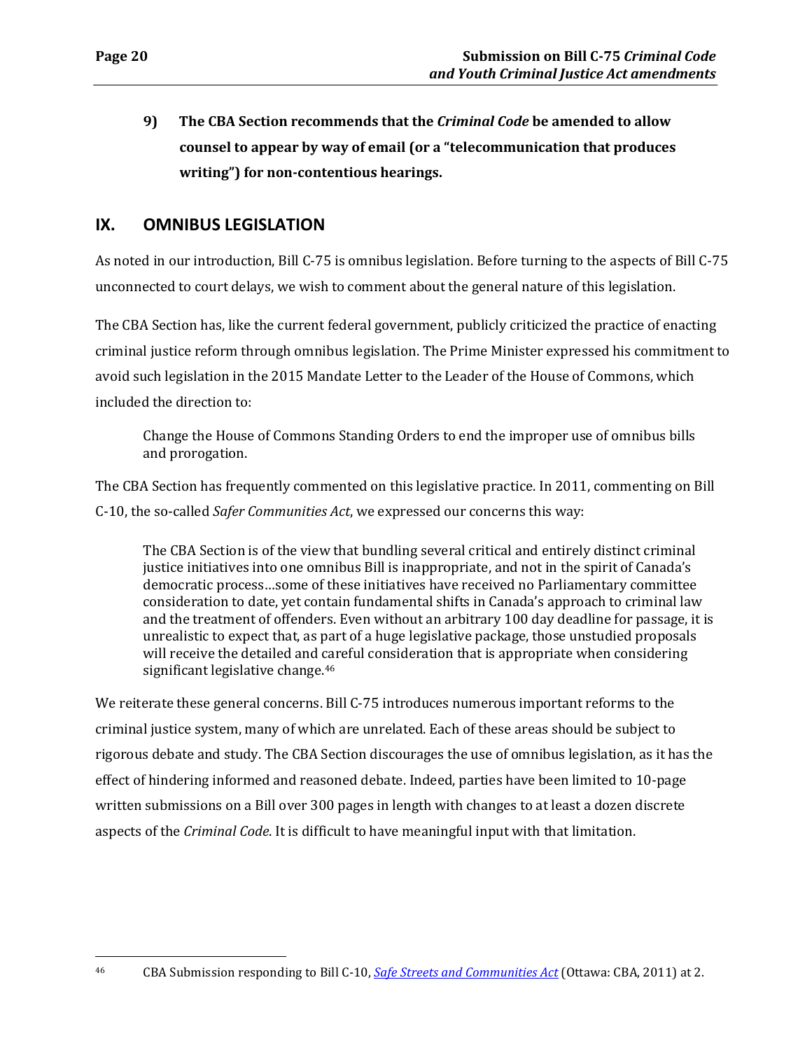**9) The CBA Section recommends that the *Criminal Code* be amended to allow counsel to appear by way of email (or a "telecommunication that produces writing") for non-contentious hearings.**

## IX. OMNIBUS LEGISLATION

As noted in our introduction, Bill C-75 is omnibus legislation. Before turning to the aspects of Bill C-75 unconnected to court delays, we wish to comment about the general nature of this legislation.

The CBA Section has, like the current federal government, publicly criticized the practice of enacting criminal justice reform through omnibus legislation. The Prime Minister expressed his commitment to avoid such legislation in the 2015 Mandate Letter to the Leader of the House of Commons, which included the direction to:

> Change the House of Commons Standing Orders to end the improper use of omnibus bills and prorogation.

The CBA Section has frequently commented on this legislative practice. In 2011, commenting on Bill C-10, the so-called *Safer Communities Act*, we expressed our concerns this way:

> The CBA Section is of the view that bundling several critical and entirely distinct criminal justice initiatives into one omnibus Bill is inappropriate, and not in the spirit of Canada's democratic process…some of these initiatives have received no Parliamentary committee consideration to date, yet contain fundamental shifts in Canada's approach to criminal law and the treatment of offenders. Even without an arbitrary 100 day deadline for passage, it is unrealistic to expect that, as part of a huge legislative package, those unstudied proposals will receive the detailed and careful consideration that is appropriate when considering significant legislative change.[46]

We reiterate these general concerns. Bill C-75 introduces numerous important reforms to the criminal justice system, many of which are unrelated. Each of these areas should be subject to rigorous debate and study. The CBA Section discourages the use of omnibus legislation, as it has the effect of hindering informed and reasoned debate. Indeed, parties have been limited to 10-page written submissions on a Bill over 300 pages in length with changes to at least a dozen discrete aspects of the *Criminal Code*. It is difficult to have meaningful input with that limitation.

---

[46] CBA Submission responding to Bill C-10, *Safe Streets and Communities Act* (Ottawa: CBA, 2011) at 2.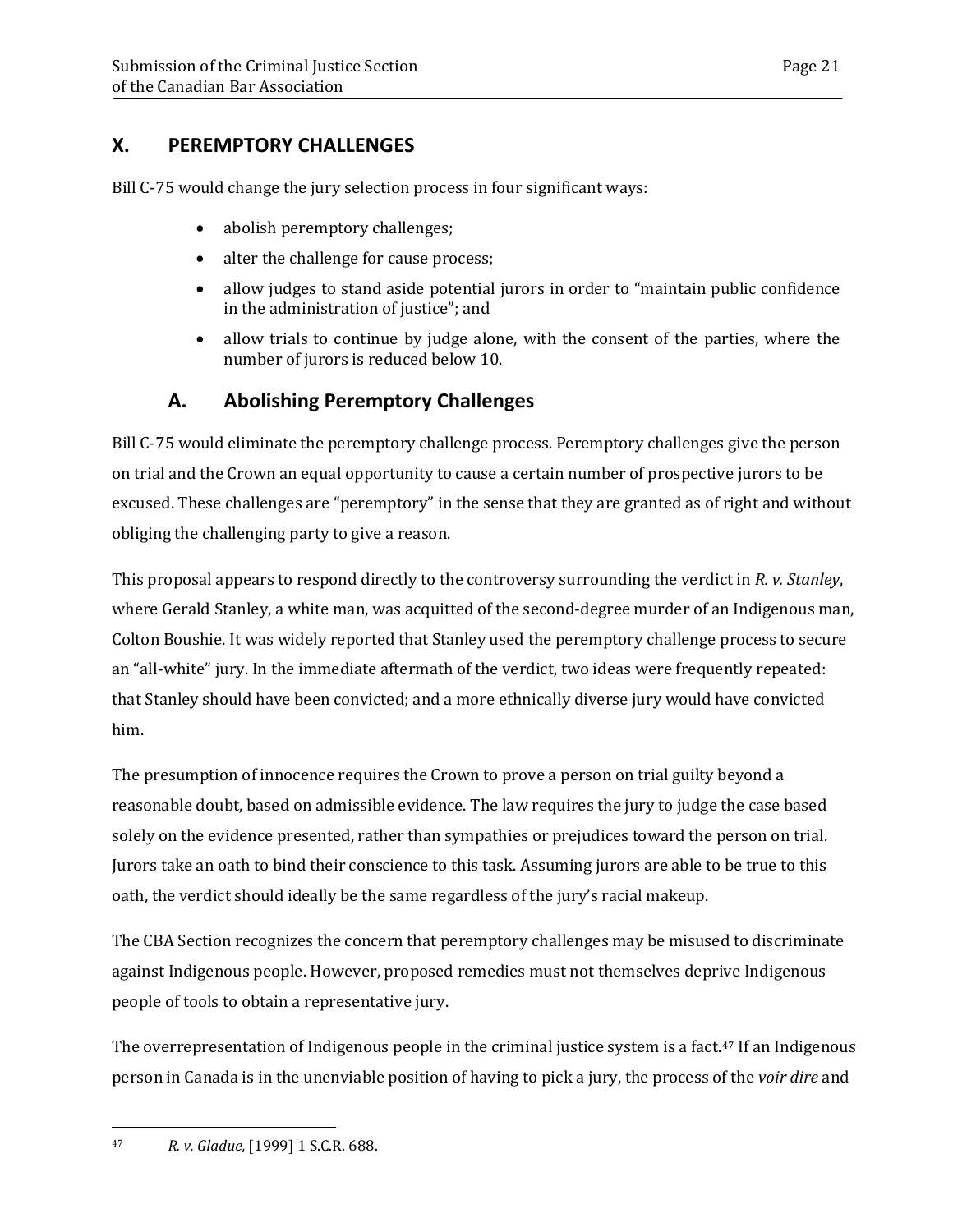## X. PEREMPTORY CHALLENGES

Bill C-75 would change the jury selection process in four significant ways:

- abolish peremptory challenges;
- alter the challenge for cause process;
- allow judges to stand aside potential jurors in order to "maintain public confidence in the administration of justice"; and
- allow trials to continue by judge alone, with the consent of the parties, where the number of jurors is reduced below 10.

### A. Abolishing Peremptory Challenges

Bill C-75 would eliminate the peremptory challenge process. Peremptory challenges give the person on trial and the Crown an equal opportunity to cause a certain number of prospective jurors to be excused. These challenges are "peremptory" in the sense that they are granted as of right and without obliging the challenging party to give a reason.

This proposal appears to respond directly to the controversy surrounding the verdict in *R. v. Stanley*, where Gerald Stanley, a white man, was acquitted of the second-degree murder of an Indigenous man, Colton Boushie. It was widely reported that Stanley used the peremptory challenge process to secure an "all-white" jury. In the immediate aftermath of the verdict, two ideas were frequently repeated: that Stanley should have been convicted; and a more ethnically diverse jury would have convicted him.

The presumption of innocence requires the Crown to prove a person on trial guilty beyond a reasonable doubt, based on admissible evidence. The law requires the jury to judge the case based solely on the evidence presented, rather than sympathies or prejudices toward the person on trial. Jurors take an oath to bind their conscience to this task. Assuming jurors are able to be true to this oath, the verdict should ideally be the same regardless of the jury's racial makeup.

The CBA Section recognizes the concern that peremptory challenges may be misused to discriminate against Indigenous people. However, proposed remedies must not themselves deprive Indigenous people of tools to obtain a representative jury.

The overrepresentation of Indigenous people in the criminal justice system is a fact.[47] If an Indigenous person in Canada is in the unenviable position of having to pick a jury, the process of the *voir dire* and

---

[47] *R. v. Gladue,* [1999] 1 S.C.R. 688.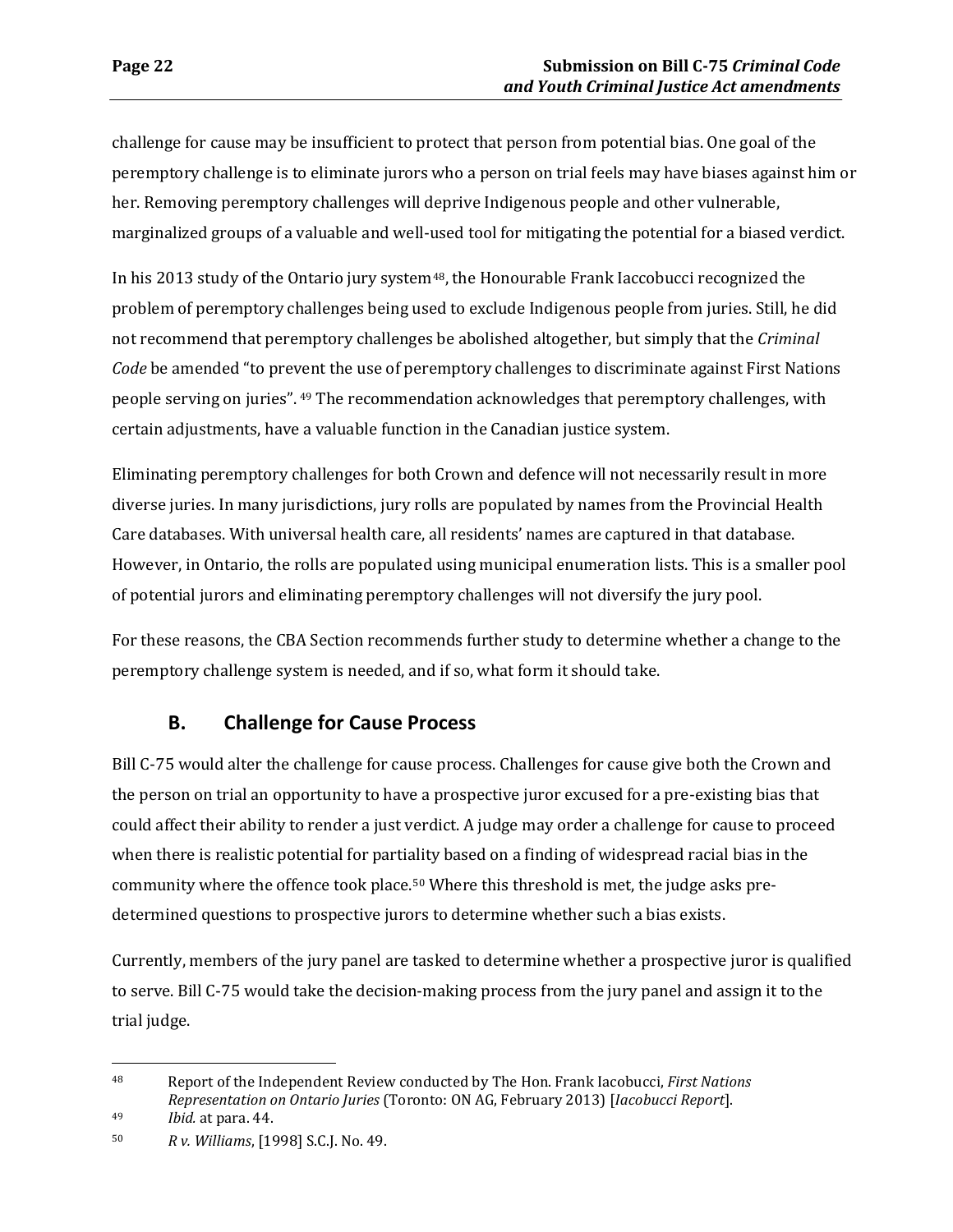challenge for cause may be insufficient to protect that person from potential bias. One goal of the peremptory challenge is to eliminate jurors who a person on trial feels may have biases against him or her. Removing peremptory challenges will deprive Indigenous people and other vulnerable, marginalized groups of a valuable and well-used tool for mitigating the potential for a biased verdict.

In his 2013 study of the Ontario jury system[48], the Honourable Frank Iaccobucci recognized the problem of peremptory challenges being used to exclude Indigenous people from juries. Still, he did not recommend that peremptory challenges be abolished altogether, but simply that the *Criminal Code* be amended "to prevent the use of peremptory challenges to discriminate against First Nations people serving on juries". [49] The recommendation acknowledges that peremptory challenges, with certain adjustments, have a valuable function in the Canadian justice system.

Eliminating peremptory challenges for both Crown and defence will not necessarily result in more diverse juries. In many jurisdictions, jury rolls are populated by names from the Provincial Health Care databases. With universal health care, all residents' names are captured in that database. However, in Ontario, the rolls are populated using municipal enumeration lists. This is a smaller pool of potential jurors and eliminating peremptory challenges will not diversify the jury pool.

For these reasons, the CBA Section recommends further study to determine whether a change to the peremptory challenge system is needed, and if so, what form it should take.

## B. Challenge for Cause Process

Bill C-75 would alter the challenge for cause process. Challenges for cause give both the Crown and the person on trial an opportunity to have a prospective juror excused for a pre-existing bias that could affect their ability to render a just verdict. A judge may order a challenge for cause to proceed when there is realistic potential for partiality based on a finding of widespread racial bias in the community where the offence took place.[50] Where this threshold is met, the judge asks pre-determined questions to prospective jurors to determine whether such a bias exists.

Currently, members of the jury panel are tasked to determine whether a prospective juror is qualified to serve. Bill C-75 would take the decision-making process from the jury panel and assign it to the trial judge.

---

48 Report of the Independent Review conducted by The Hon. Frank Iacobucci, *First Nations Representation on Ontario Juries* (Toronto: ON AG, February 2013) [*Iacobucci Report*].

49 *Ibid.* at para. 44.

50 *R v. Williams*, [1998] S.C.J. No. 49.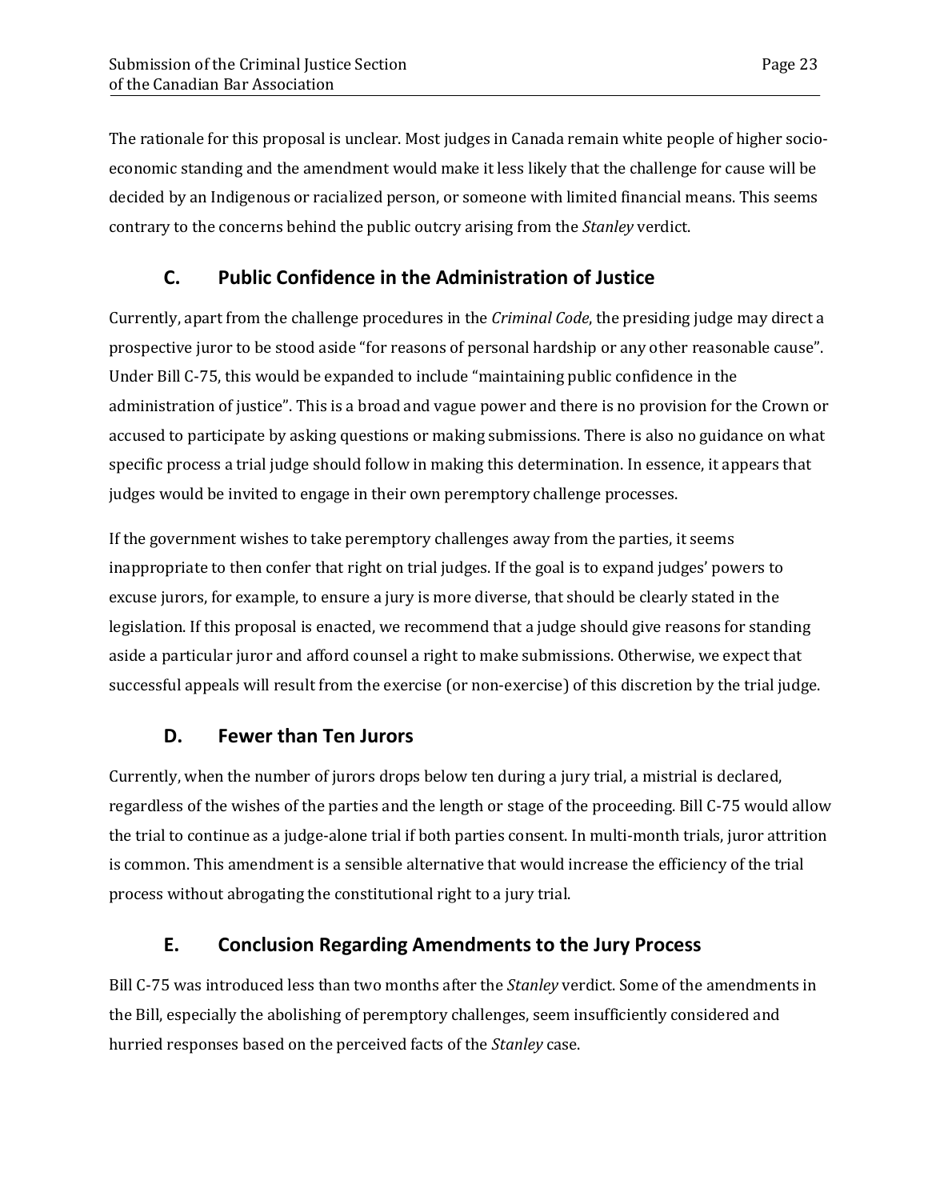The rationale for this proposal is unclear. Most judges in Canada remain white people of higher socio-economic standing and the amendment would make it less likely that the challenge for cause will be decided by an Indigenous or racialized person, or someone with limited financial means. This seems contrary to the concerns behind the public outcry arising from the *Stanley* verdict.

## C. Public Confidence in the Administration of Justice

Currently, apart from the challenge procedures in the *Criminal Code*, the presiding judge may direct a prospective juror to be stood aside "for reasons of personal hardship or any other reasonable cause". Under Bill C-75, this would be expanded to include "maintaining public confidence in the administration of justice". This is a broad and vague power and there is no provision for the Crown or accused to participate by asking questions or making submissions. There is also no guidance on what specific process a trial judge should follow in making this determination. In essence, it appears that judges would be invited to engage in their own peremptory challenge processes.

If the government wishes to take peremptory challenges away from the parties, it seems inappropriate to then confer that right on trial judges. If the goal is to expand judges' powers to excuse jurors, for example, to ensure a jury is more diverse, that should be clearly stated in the legislation. If this proposal is enacted, we recommend that a judge should give reasons for standing aside a particular juror and afford counsel a right to make submissions. Otherwise, we expect that successful appeals will result from the exercise (or non-exercise) of this discretion by the trial judge.

## D. Fewer than Ten Jurors

Currently, when the number of jurors drops below ten during a jury trial, a mistrial is declared, regardless of the wishes of the parties and the length or stage of the proceeding. Bill C-75 would allow the trial to continue as a judge-alone trial if both parties consent. In multi-month trials, juror attrition is common. This amendment is a sensible alternative that would increase the efficiency of the trial process without abrogating the constitutional right to a jury trial.

## E. Conclusion Regarding Amendments to the Jury Process

Bill C-75 was introduced less than two months after the *Stanley* verdict. Some of the amendments in the Bill, especially the abolishing of peremptory challenges, seem insufficiently considered and hurried responses based on the perceived facts of the *Stanley* case.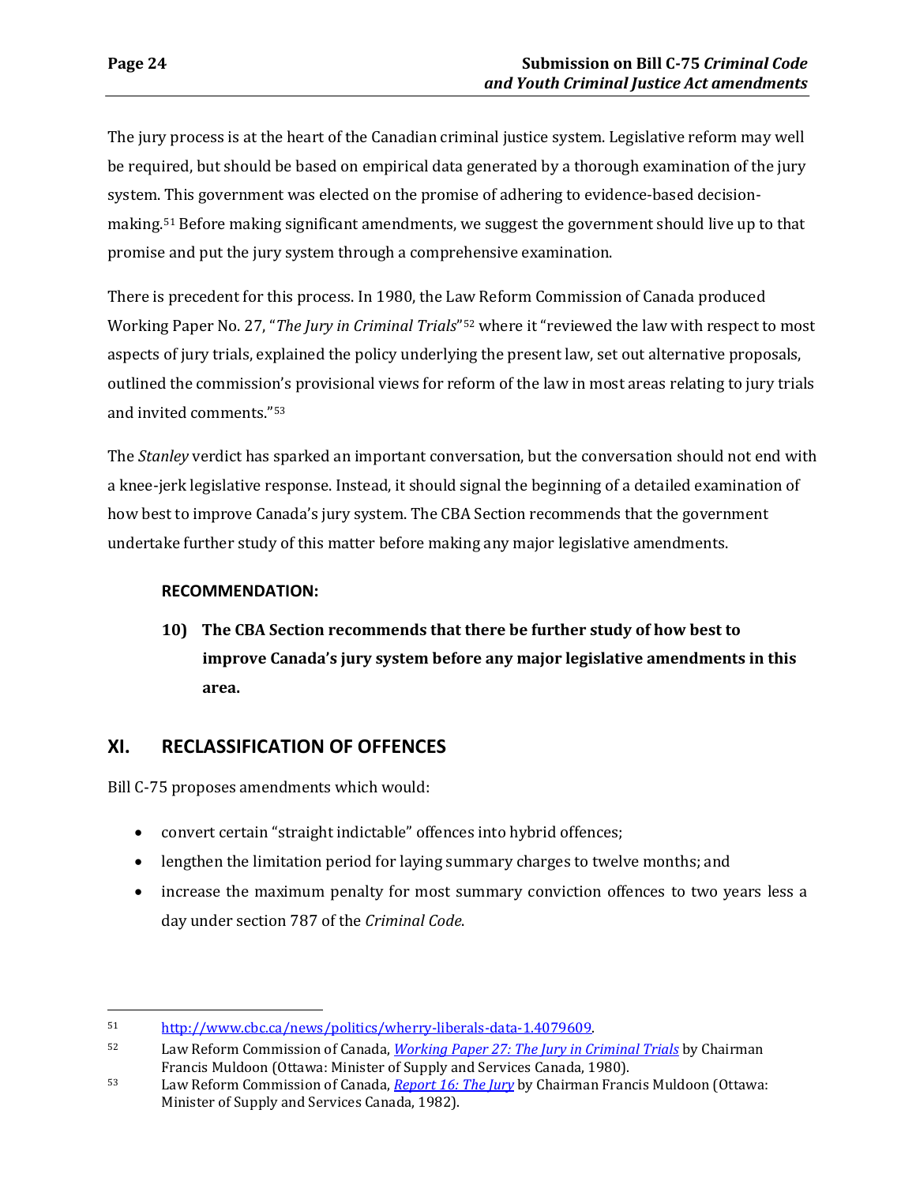The jury process is at the heart of the Canadian criminal justice system. Legislative reform may well be required, but should be based on empirical data generated by a thorough examination of the jury system. This government was elected on the promise of adhering to evidence-based decision-making.[51] Before making significant amendments, we suggest the government should live up to that promise and put the jury system through a comprehensive examination.

There is precedent for this process. In 1980, the Law Reform Commission of Canada produced Working Paper No. 27, "*The Jury in Criminal Trials*"[52] where it "reviewed the law with respect to most aspects of jury trials, explained the policy underlying the present law, set out alternative proposals, outlined the commission's provisional views for reform of the law in most areas relating to jury trials and invited comments."[53]

The *Stanley* verdict has sparked an important conversation, but the conversation should not end with a knee-jerk legislative response. Instead, it should signal the beginning of a detailed examination of how best to improve Canada's jury system. The CBA Section recommends that the government undertake further study of this matter before making any major legislative amendments.

**RECOMMENDATION:**

**10) The CBA Section recommends that there be further study of how best to improve Canada's jury system before any major legislative amendments in this area.**

## XI. RECLASSIFICATION OF OFFENCES

Bill C-75 proposes amendments which would:

- convert certain "straight indictable" offences into hybrid offences;
- lengthen the limitation period for laying summary charges to twelve months; and
- increase the maximum penalty for most summary conviction offences to two years less a day under section 787 of the *Criminal Code*.

---

51 http://www.cbc.ca/news/politics/wherry-liberals-data-1.4079609.

52 Law Reform Commission of Canada, *Working Paper 27: The Jury in Criminal Trials* by Chairman Francis Muldoon (Ottawa: Minister of Supply and Services Canada, 1980).

53 Law Reform Commission of Canada, *Report 16: The Jury* by Chairman Francis Muldoon (Ottawa: Minister of Supply and Services Canada, 1982).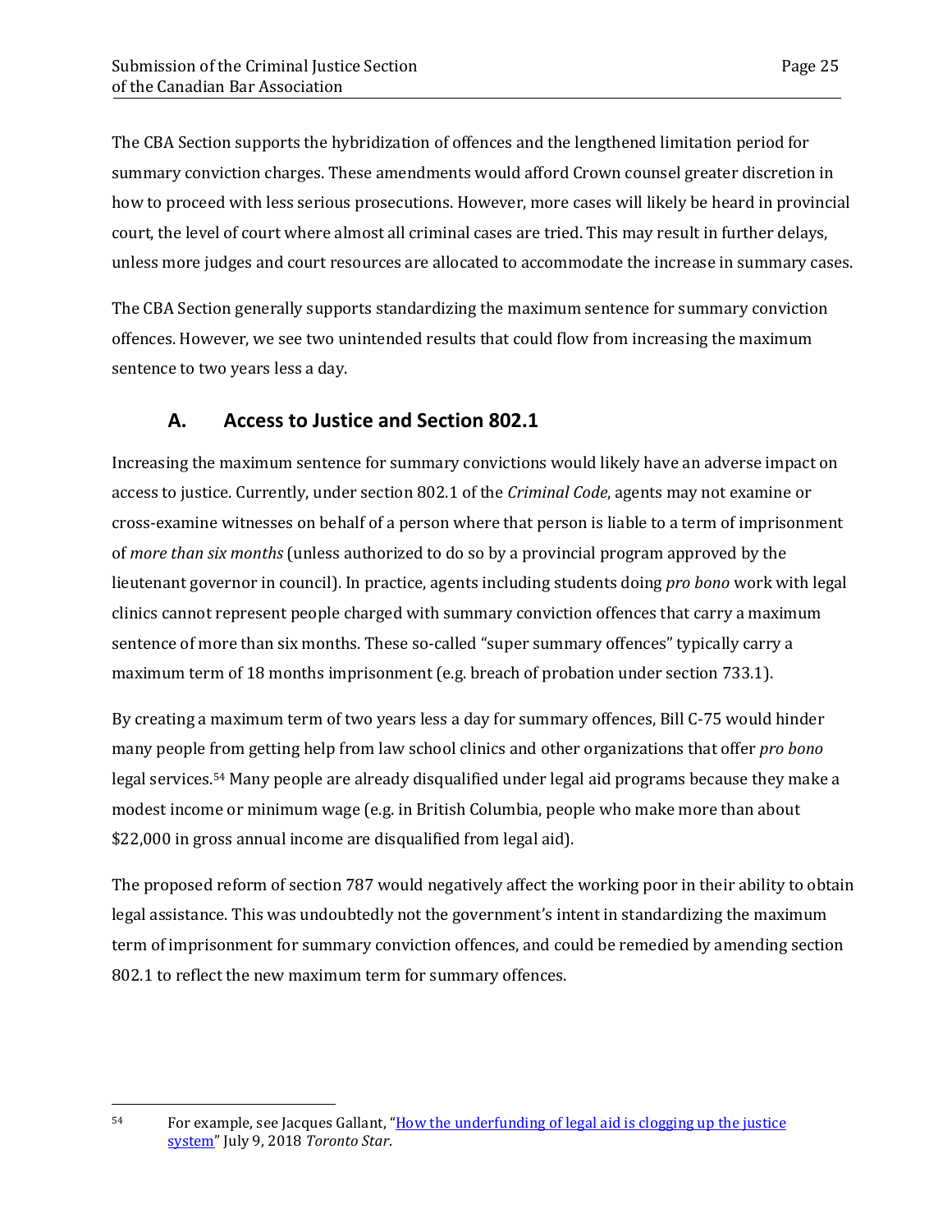The CBA Section supports the hybridization of offences and the lengthened limitation period for summary conviction charges. These amendments would afford Crown counsel greater discretion in how to proceed with less serious prosecutions. However, more cases will likely be heard in provincial court, the level of court where almost all criminal cases are tried. This may result in further delays, unless more judges and court resources are allocated to accommodate the increase in summary cases.

The CBA Section generally supports standardizing the maximum sentence for summary conviction offences. However, we see two unintended results that could flow from increasing the maximum sentence to two years less a day.

## A. Access to Justice and Section 802.1

Increasing the maximum sentence for summary convictions would likely have an adverse impact on access to justice. Currently, under section 802.1 of the *Criminal Code*, agents may not examine or cross-examine witnesses on behalf of a person where that person is liable to a term of imprisonment of *more than six months* (unless authorized to do so by a provincial program approved by the lieutenant governor in council). In practice, agents including students doing *pro bono* work with legal clinics cannot represent people charged with summary conviction offences that carry a maximum sentence of more than six months. These so-called "super summary offences" typically carry a maximum term of 18 months imprisonment (e.g. breach of probation under section 733.1).

By creating a maximum term of two years less a day for summary offences, Bill C-75 would hinder many people from getting help from law school clinics and other organizations that offer *pro bono* legal services.[54] Many people are already disqualified under legal aid programs because they make a modest income or minimum wage (e.g. in British Columbia, people who make more than about $22,000 in gross annual income are disqualified from legal aid).

The proposed reform of section 787 would negatively affect the working poor in their ability to obtain legal assistance. This was undoubtedly not the government's intent in standardizing the maximum term of imprisonment for summary conviction offences, and could be remedied by amending section 802.1 to reflect the new maximum term for summary offences.

---

[54] For example, see Jacques Gallant, "How the underfunding of legal aid is clogging up the justice system" July 9, 2018 *Toronto Star*.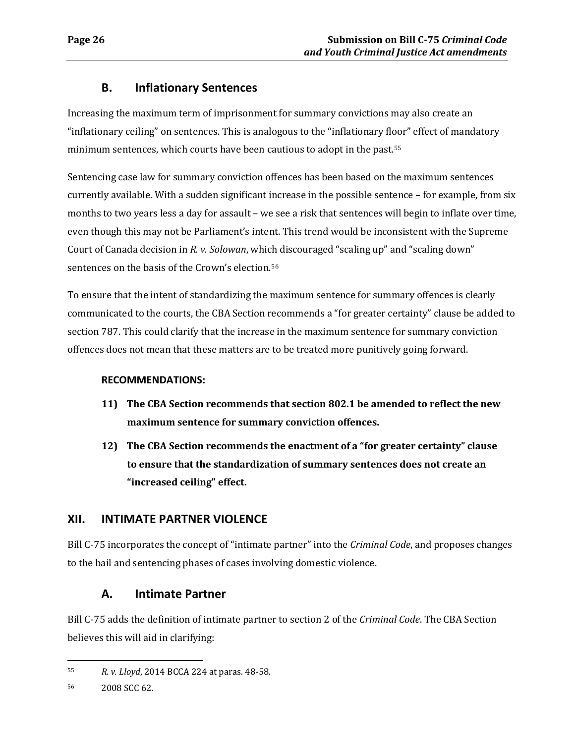### B. Inflationary Sentences

Increasing the maximum term of imprisonment for summary convictions may also create an "inflationary ceiling" on sentences. This is analogous to the "inflationary floor" effect of mandatory minimum sentences, which courts have been cautious to adopt in the past.[55]

Sentencing case law for summary conviction offences has been based on the maximum sentences currently available. With a sudden significant increase in the possible sentence – for example, from six months to two years less a day for assault – we see a risk that sentences will begin to inflate over time, even though this may not be Parliament's intent. This trend would be inconsistent with the Supreme Court of Canada decision in *R. v. Solowan*, which discouraged "scaling up" and "scaling down" sentences on the basis of the Crown's election.[56]

To ensure that the intent of standardizing the maximum sentence for summary offences is clearly communicated to the courts, the CBA Section recommends a "for greater certainty" clause be added to section 787. This could clarify that the increase in the maximum sentence for summary conviction offences does not mean that these matters are to be treated more punitively going forward.

**RECOMMENDATIONS:**

11) **The CBA Section recommends that section 802.1 be amended to reflect the new maximum sentence for summary conviction offences.**

12) **The CBA Section recommends the enactment of a "for greater certainty" clause to ensure that the standardization of summary sentences does not create an "increased ceiling" effect.**

## XII. INTIMATE PARTNER VIOLENCE

Bill C-75 incorporates the concept of "intimate partner" into the *Criminal Code*, and proposes changes to the bail and sentencing phases of cases involving domestic violence.

### A. Intimate Partner

Bill C-75 adds the definition of intimate partner to section 2 of the *Criminal Code*. The CBA Section believes this will aid in clarifying:

---

[55] *R. v. Lloyd*, 2014 BCCA 224 at paras. 48-58.

[56] 2008 SCC 62.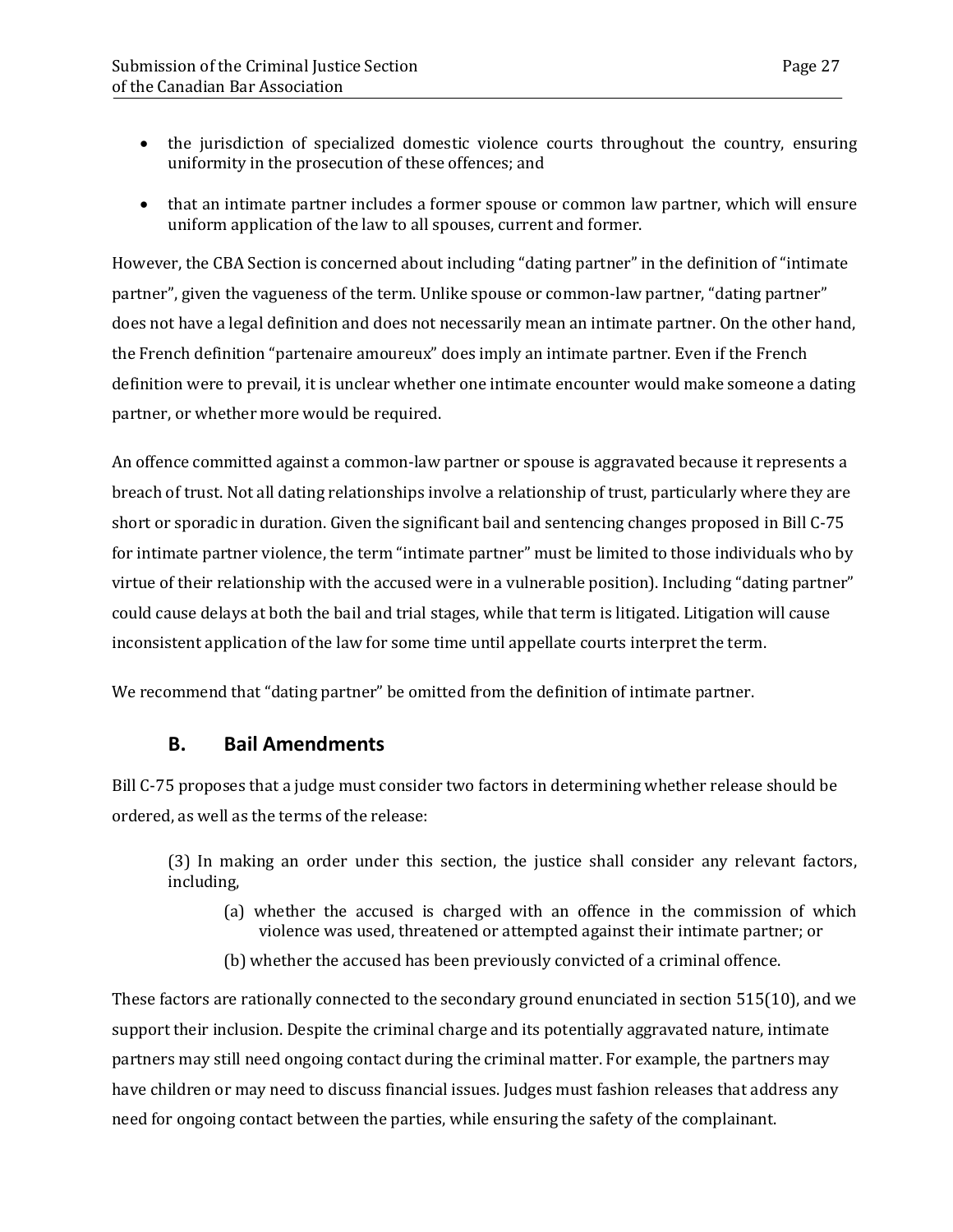- the jurisdiction of specialized domestic violence courts throughout the country, ensuring uniformity in the prosecution of these offences; and
- that an intimate partner includes a former spouse or common law partner, which will ensure uniform application of the law to all spouses, current and former.

However, the CBA Section is concerned about including "dating partner" in the definition of "intimate partner", given the vagueness of the term. Unlike spouse or common-law partner, "dating partner" does not have a legal definition and does not necessarily mean an intimate partner. On the other hand, the French definition "partenaire amoureux" does imply an intimate partner. Even if the French definition were to prevail, it is unclear whether one intimate encounter would make someone a dating partner, or whether more would be required.

An offence committed against a common-law partner or spouse is aggravated because it represents a breach of trust. Not all dating relationships involve a relationship of trust, particularly where they are short or sporadic in duration. Given the significant bail and sentencing changes proposed in Bill C-75 for intimate partner violence, the term "intimate partner" must be limited to those individuals who by virtue of their relationship with the accused were in a vulnerable position). Including "dating partner" could cause delays at both the bail and trial stages, while that term is litigated. Litigation will cause inconsistent application of the law for some time until appellate courts interpret the term.

We recommend that "dating partner" be omitted from the definition of intimate partner.

## B. Bail Amendments

Bill C-75 proposes that a judge must consider two factors in determining whether release should be ordered, as well as the terms of the release:

> (3) In making an order under this section, the justice shall consider any relevant factors, including,
>
> (a) whether the accused is charged with an offence in the commission of which violence was used, threatened or attempted against their intimate partner; or
>
> (b) whether the accused has been previously convicted of a criminal offence.

These factors are rationally connected to the secondary ground enunciated in section 515(10), and we support their inclusion. Despite the criminal charge and its potentially aggravated nature, intimate partners may still need ongoing contact during the criminal matter. For example, the partners may have children or may need to discuss financial issues. Judges must fashion releases that address any need for ongoing contact between the parties, while ensuring the safety of the complainant.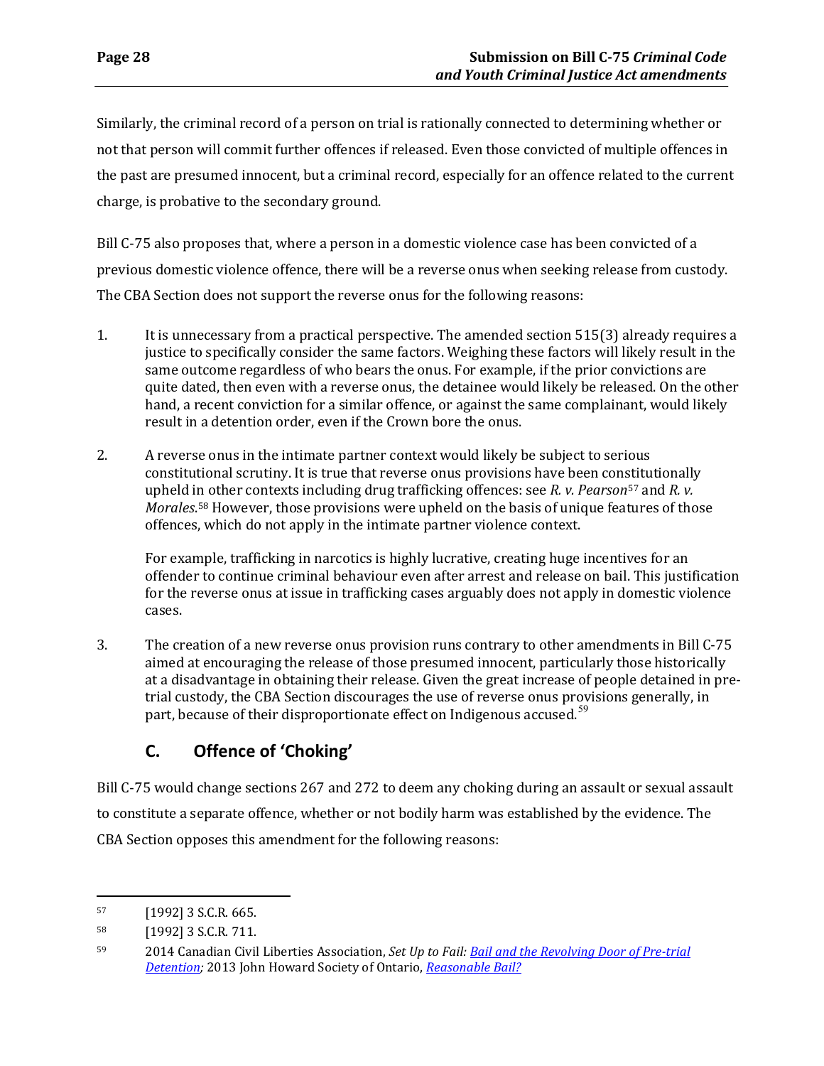Similarly, the criminal record of a person on trial is rationally connected to determining whether or not that person will commit further offences if released. Even those convicted of multiple offences in the past are presumed innocent, but a criminal record, especially for an offence related to the current charge, is probative to the secondary ground.

Bill C-75 also proposes that, where a person in a domestic violence case has been convicted of a previous domestic violence offence, there will be a reverse onus when seeking release from custody. The CBA Section does not support the reverse onus for the following reasons:

1. It is unnecessary from a practical perspective. The amended section 515(3) already requires a justice to specifically consider the same factors. Weighing these factors will likely result in the same outcome regardless of who bears the onus. For example, if the prior convictions are quite dated, then even with a reverse onus, the detainee would likely be released. On the other hand, a recent conviction for a similar offence, or against the same complainant, would likely result in a detention order, even if the Crown bore the onus.

2. A reverse onus in the intimate partner context would likely be subject to serious constitutional scrutiny. It is true that reverse onus provisions have been constitutionally upheld in other contexts including drug trafficking offences: see *R. v. Pearson*[57] and *R. v. Morales*.[58] However, those provisions were upheld on the basis of unique features of those offences, which do not apply in the intimate partner violence context.

   For example, trafficking in narcotics is highly lucrative, creating huge incentives for an offender to continue criminal behaviour even after arrest and release on bail. This justification for the reverse onus at issue in trafficking cases arguably does not apply in domestic violence cases.

3. The creation of a new reverse onus provision runs contrary to other amendments in Bill C-75 aimed at encouraging the release of those presumed innocent, particularly those historically at a disadvantage in obtaining their release. Given the great increase of people detained in pre-trial custody, the CBA Section discourages the use of reverse onus provisions generally, in part, because of their disproportionate effect on Indigenous accused.[59]

## C. Offence of 'Choking'

Bill C-75 would change sections 267 and 272 to deem any choking during an assault or sexual assault to constitute a separate offence, whether or not bodily harm was established by the evidence. The CBA Section opposes this amendment for the following reasons:

---

[57] [1992] 3 S.C.R. 665.

[58] [1992] 3 S.C.R. 711.

[59] 2014 Canadian Civil Liberties Association, *Set Up to Fail: Bail and the Revolving Door of Pre-trial Detention;* 2013 John Howard Society of Ontario, *Reasonable Bail?*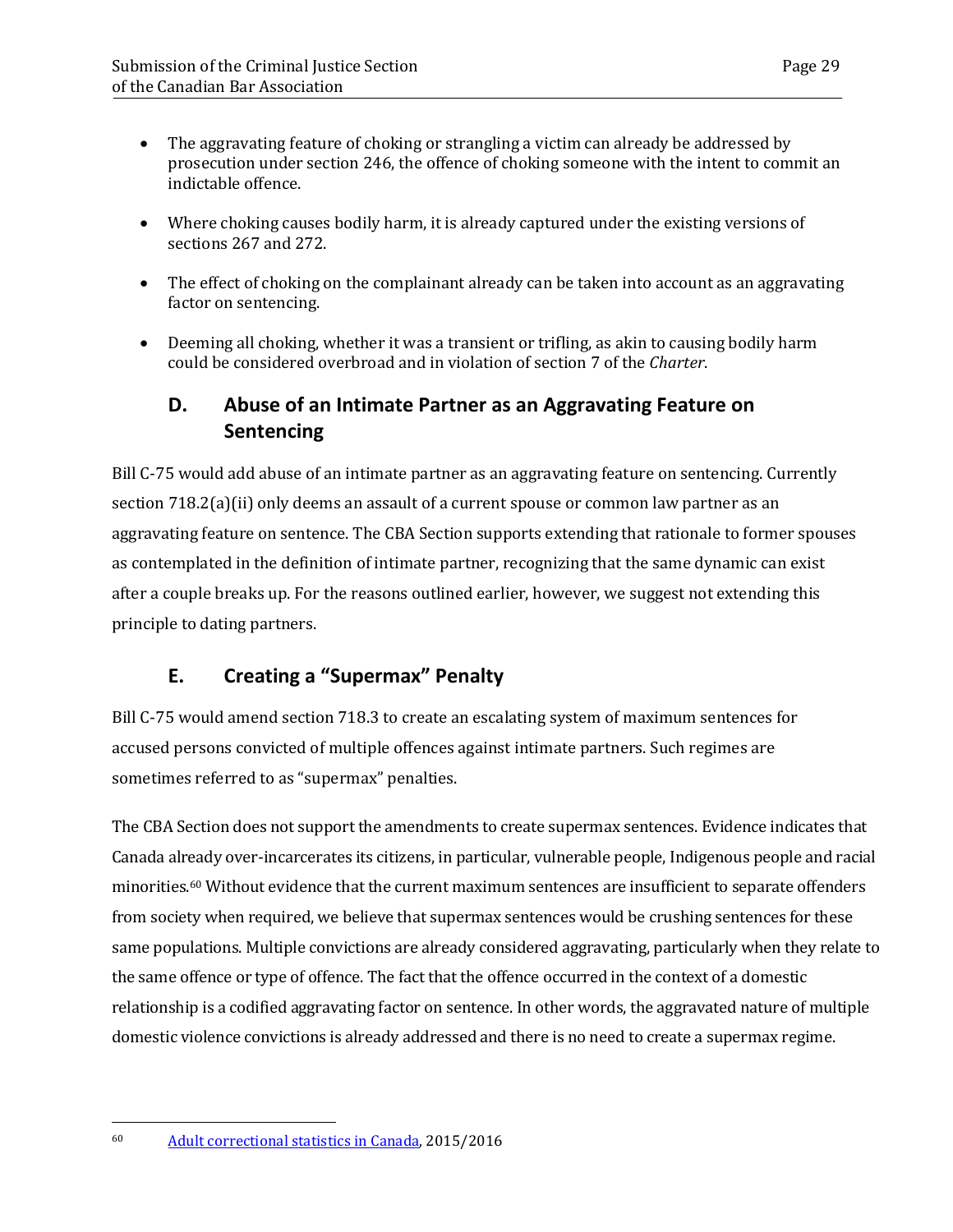- The aggravating feature of choking or strangling a victim can already be addressed by prosecution under section 246, the offence of choking someone with the intent to commit an indictable offence.
- Where choking causes bodily harm, it is already captured under the existing versions of sections 267 and 272.
- The effect of choking on the complainant already can be taken into account as an aggravating factor on sentencing.
- Deeming all choking, whether it was a transient or trifling, as akin to causing bodily harm could be considered overbroad and in violation of section 7 of the *Charter*.

## D. Abuse of an Intimate Partner as an Aggravating Feature on Sentencing

Bill C-75 would add abuse of an intimate partner as an aggravating feature on sentencing. Currently section 718.2(a)(ii) only deems an assault of a current spouse or common law partner as an aggravating feature on sentence. The CBA Section supports extending that rationale to former spouses as contemplated in the definition of intimate partner, recognizing that the same dynamic can exist after a couple breaks up. For the reasons outlined earlier, however, we suggest not extending this principle to dating partners.

## E. Creating a "Supermax" Penalty

Bill C-75 would amend section 718.3 to create an escalating system of maximum sentences for accused persons convicted of multiple offences against intimate partners. Such regimes are sometimes referred to as "supermax" penalties.

The CBA Section does not support the amendments to create supermax sentences. Evidence indicates that Canada already over-incarcerates its citizens, in particular, vulnerable people, Indigenous people and racial minorities.[60] Without evidence that the current maximum sentences are insufficient to separate offenders from society when required, we believe that supermax sentences would be crushing sentences for these same populations. Multiple convictions are already considered aggravating, particularly when they relate to the same offence or type of offence. The fact that the offence occurred in the context of a domestic relationship is a codified aggravating factor on sentence. In other words, the aggravated nature of multiple domestic violence convictions is already addressed and there is no need to create a supermax regime.

---

[60] Adult correctional statistics in Canada, 2015/2016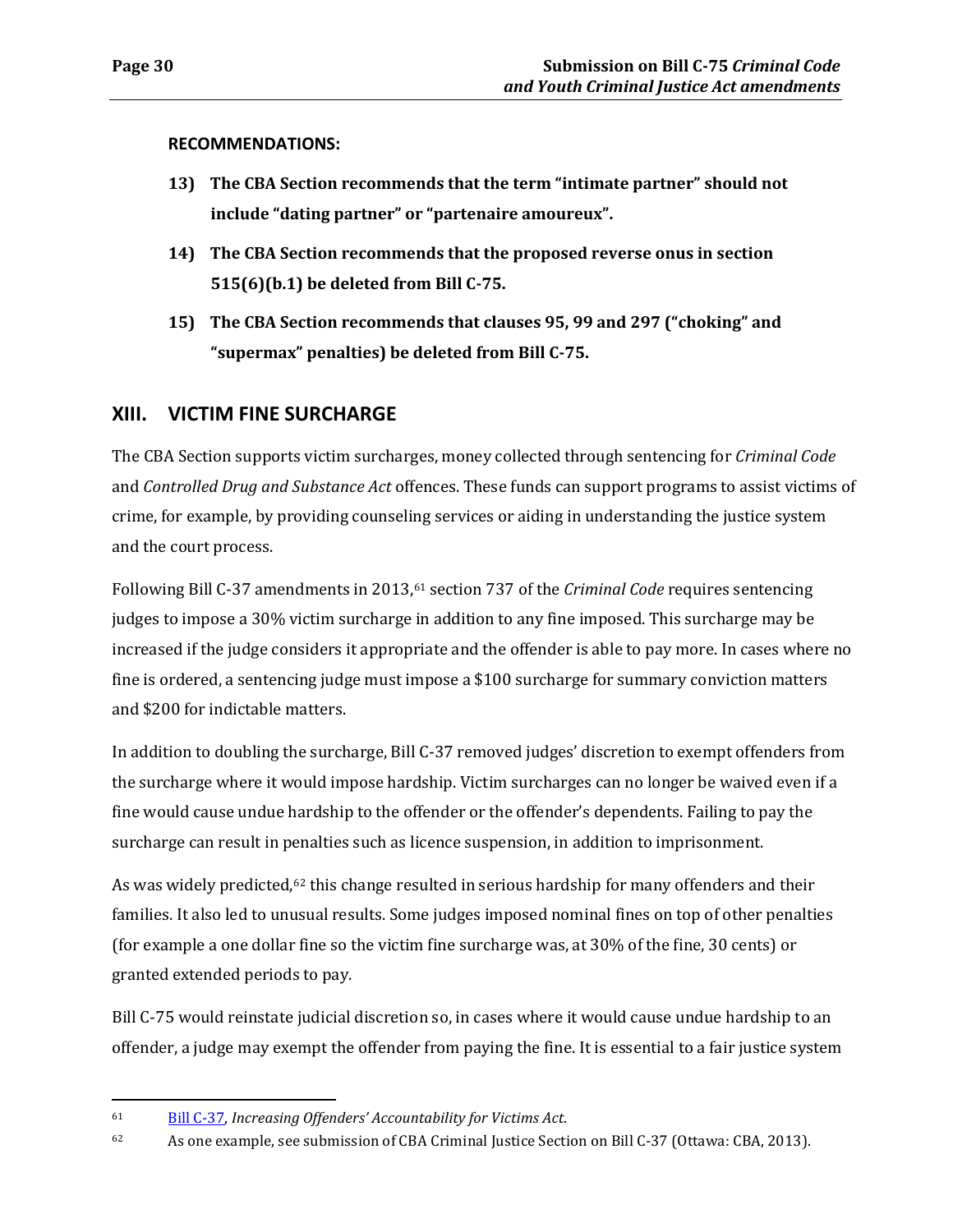**RECOMMENDATIONS:**

13) **The CBA Section recommends that the term "intimate partner" should not include "dating partner" or "partenaire amoureux".**

14) **The CBA Section recommends that the proposed reverse onus in section 515(6)(b.1) be deleted from Bill C-75.**

15) **The CBA Section recommends that clauses 95, 99 and 297 ("choking" and "supermax" penalties) be deleted from Bill C-75.**

## XIII. VICTIM FINE SURCHARGE

The CBA Section supports victim surcharges, money collected through sentencing for *Criminal Code* and *Controlled Drug and Substance Act* offences. These funds can support programs to assist victims of crime, for example, by providing counseling services or aiding in understanding the justice system and the court process.

Following Bill C-37 amendments in 2013,[61] section 737 of the *Criminal Code* requires sentencing judges to impose a 30% victim surcharge in addition to any fine imposed. This surcharge may be increased if the judge considers it appropriate and the offender is able to pay more. In cases where no fine is ordered, a sentencing judge must impose a $100 surcharge for summary conviction matters and $200 for indictable matters.

In addition to doubling the surcharge, Bill C-37 removed judges' discretion to exempt offenders from the surcharge where it would impose hardship. Victim surcharges can no longer be waived even if a fine would cause undue hardship to the offender or the offender's dependents. Failing to pay the surcharge can result in penalties such as licence suspension, in addition to imprisonment.

As was widely predicted,[62] this change resulted in serious hardship for many offenders and their families. It also led to unusual results. Some judges imposed nominal fines on top of other penalties (for example a one dollar fine so the victim fine surcharge was, at 30% of the fine, 30 cents) or granted extended periods to pay.

Bill C-75 would reinstate judicial discretion so, in cases where it would cause undue hardship to an offender, a judge may exempt the offender from paying the fine. It is essential to a fair justice system

---

[61] Bill C-37, *Increasing Offenders' Accountability for Victims Act*.

[62] As one example, see submission of CBA Criminal Justice Section on Bill C-37 (Ottawa: CBA, 2013).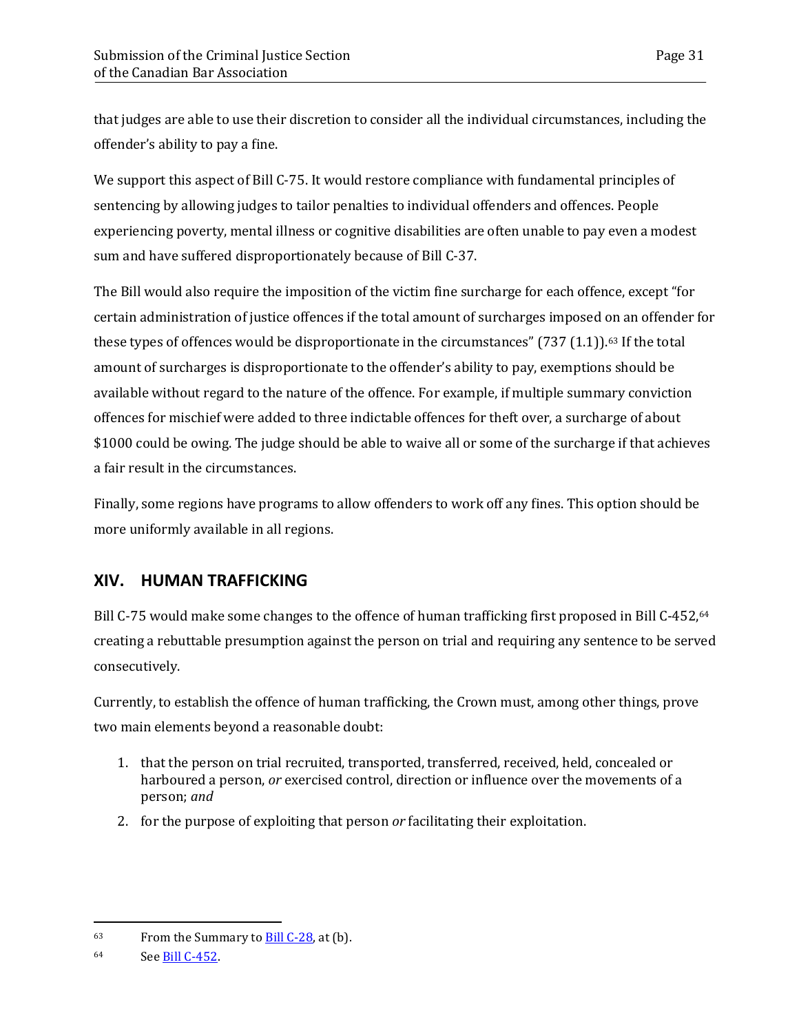that judges are able to use their discretion to consider all the individual circumstances, including the offender's ability to pay a fine.

We support this aspect of Bill C-75. It would restore compliance with fundamental principles of sentencing by allowing judges to tailor penalties to individual offenders and offences. People experiencing poverty, mental illness or cognitive disabilities are often unable to pay even a modest sum and have suffered disproportionately because of Bill C-37.

The Bill would also require the imposition of the victim fine surcharge for each offence, except "for certain administration of justice offences if the total amount of surcharges imposed on an offender for these types of offences would be disproportionate in the circumstances" (737 (1.1)).[63] If the total amount of surcharges is disproportionate to the offender's ability to pay, exemptions should be available without regard to the nature of the offence. For example, if multiple summary conviction offences for mischief were added to three indictable offences for theft over, a surcharge of about $1000 could be owing. The judge should be able to waive all or some of the surcharge if that achieves a fair result in the circumstances.

Finally, some regions have programs to allow offenders to work off any fines. This option should be more uniformly available in all regions.

## XIV. HUMAN TRAFFICKING

Bill C-75 would make some changes to the offence of human trafficking first proposed in Bill C-452,[64] creating a rebuttable presumption against the person on trial and requiring any sentence to be served consecutively.

Currently, to establish the offence of human trafficking, the Crown must, among other things, prove two main elements beyond a reasonable doubt:

1. that the person on trial recruited, transported, transferred, received, held, concealed or harboured a person, *or* exercised control, direction or influence over the movements of a person; *and*
2. for the purpose of exploiting that person *or* facilitating their exploitation.

---

[63] From the Summary to Bill C-28, at (b).

[64] See Bill C-452.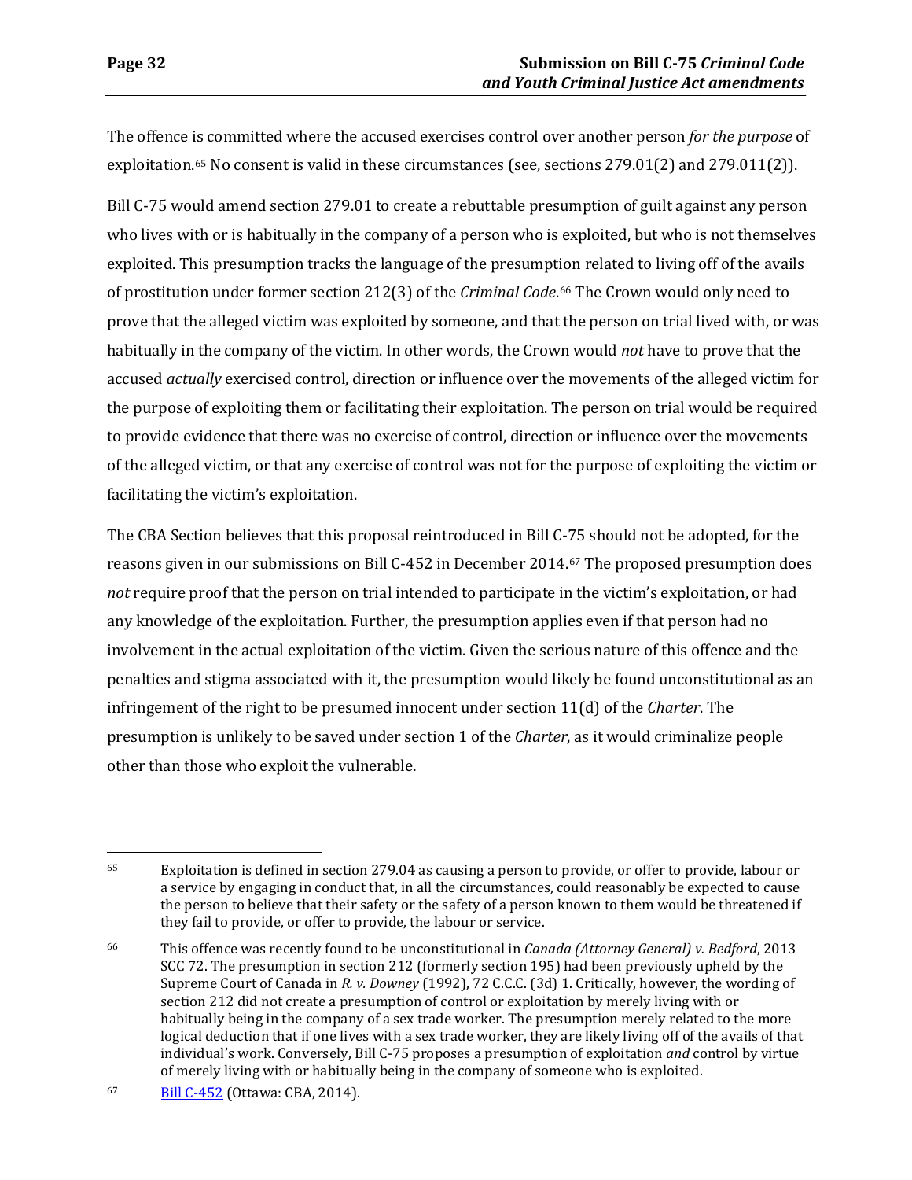The offence is committed where the accused exercises control over another person *for the purpose* of exploitation.[65] No consent is valid in these circumstances (see, sections 279.01(2) and 279.011(2)).

Bill C-75 would amend section 279.01 to create a rebuttable presumption of guilt against any person who lives with or is habitually in the company of a person who is exploited, but who is not themselves exploited. This presumption tracks the language of the presumption related to living off of the avails of prostitution under former section 212(3) of the *Criminal Code*.[66] The Crown would only need to prove that the alleged victim was exploited by someone, and that the person on trial lived with, or was habitually in the company of the victim. In other words, the Crown would *not* have to prove that the accused *actually* exercised control, direction or influence over the movements of the alleged victim for the purpose of exploiting them or facilitating their exploitation. The person on trial would be required to provide evidence that there was no exercise of control, direction or influence over the movements of the alleged victim, or that any exercise of control was not for the purpose of exploiting the victim or facilitating the victim's exploitation.

The CBA Section believes that this proposal reintroduced in Bill C-75 should not be adopted, for the reasons given in our submissions on Bill C-452 in December 2014.[67] The proposed presumption does *not* require proof that the person on trial intended to participate in the victim's exploitation, or had any knowledge of the exploitation. Further, the presumption applies even if that person had no involvement in the actual exploitation of the victim. Given the serious nature of this offence and the penalties and stigma associated with it, the presumption would likely be found unconstitutional as an infringement of the right to be presumed innocent under section 11(d) of the *Charter*. The presumption is unlikely to be saved under section 1 of the *Charter*, as it would criminalize people other than those who exploit the vulnerable.

---

[65] Exploitation is defined in section 279.04 as causing a person to provide, or offer to provide, labour or a service by engaging in conduct that, in all the circumstances, could reasonably be expected to cause the person to believe that their safety or the safety of a person known to them would be threatened if they fail to provide, or offer to provide, the labour or service.

[66] This offence was recently found to be unconstitutional in *Canada (Attorney General) v. Bedford*, 2013 SCC 72. The presumption in section 212 (formerly section 195) had been previously upheld by the Supreme Court of Canada in *R. v. Downey* (1992), 72 C.C.C. (3d) 1. Critically, however, the wording of section 212 did not create a presumption of control or exploitation by merely living with or habitually being in the company of a sex trade worker. The presumption merely related to the more logical deduction that if one lives with a sex trade worker, they are likely living off of the avails of that individual's work. Conversely, Bill C-75 proposes a presumption of exploitation *and* control by virtue of merely living with or habitually being in the company of someone who is exploited.

[67] Bill C-452 (Ottawa: CBA, 2014).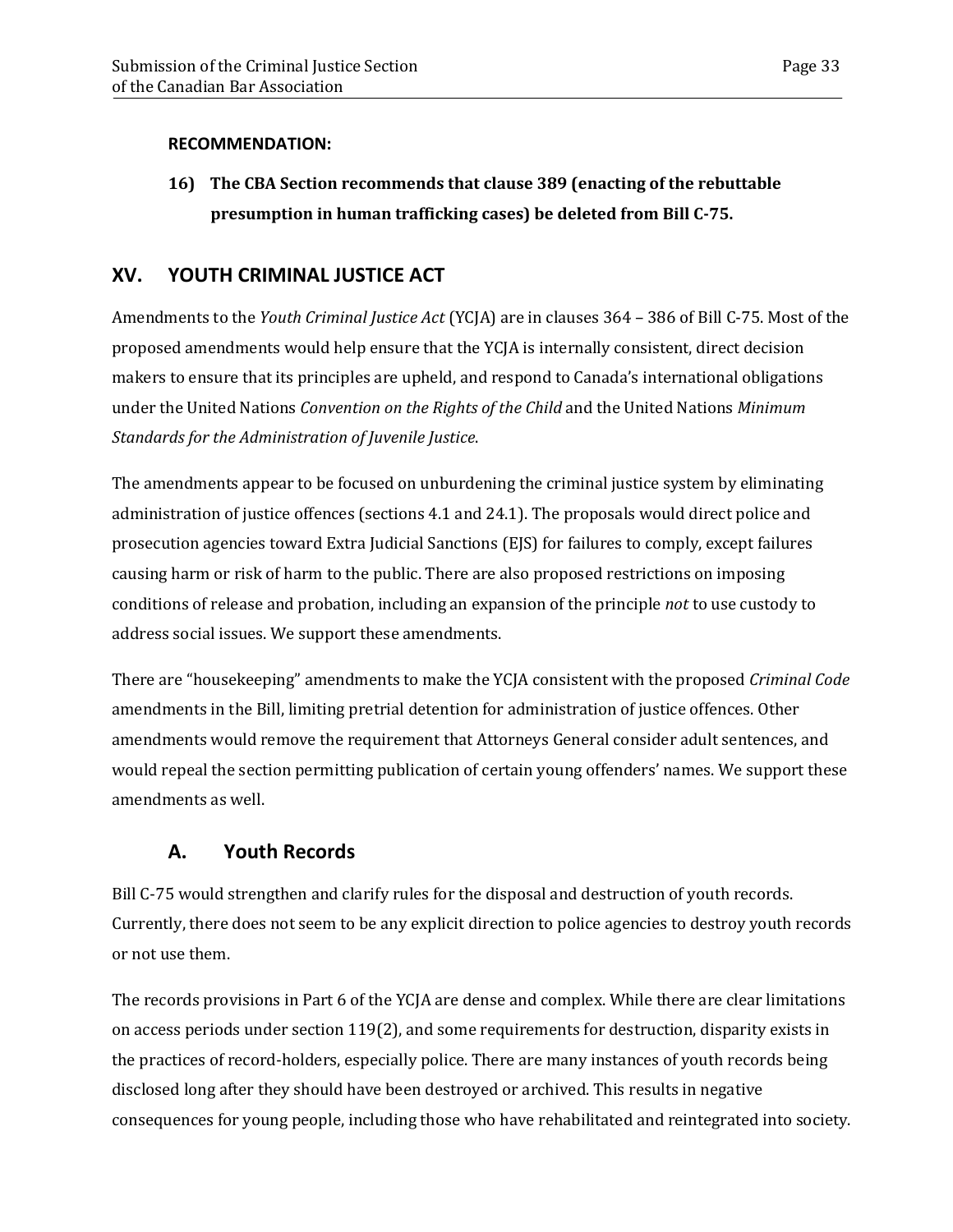**RECOMMENDATION:**

16) **The CBA Section recommends that clause 389 (enacting of the rebuttable presumption in human trafficking cases) be deleted from Bill C-75.**

## XV. YOUTH CRIMINAL JUSTICE ACT

Amendments to the *Youth Criminal Justice Act* (YCJA) are in clauses 364 – 386 of Bill C-75. Most of the proposed amendments would help ensure that the YCJA is internally consistent, direct decision makers to ensure that its principles are upheld, and respond to Canada's international obligations under the United Nations *Convention on the Rights of the Child* and the United Nations *Minimum Standards for the Administration of Juvenile Justice*.

The amendments appear to be focused on unburdening the criminal justice system by eliminating administration of justice offences (sections 4.1 and 24.1). The proposals would direct police and prosecution agencies toward Extra Judicial Sanctions (EJS) for failures to comply, except failures causing harm or risk of harm to the public. There are also proposed restrictions on imposing conditions of release and probation, including an expansion of the principle *not* to use custody to address social issues. We support these amendments.

There are "housekeeping" amendments to make the YCJA consistent with the proposed *Criminal Code* amendments in the Bill, limiting pretrial detention for administration of justice offences. Other amendments would remove the requirement that Attorneys General consider adult sentences, and would repeal the section permitting publication of certain young offenders' names. We support these amendments as well.

### A. Youth Records

Bill C-75 would strengthen and clarify rules for the disposal and destruction of youth records. Currently, there does not seem to be any explicit direction to police agencies to destroy youth records or not use them.

The records provisions in Part 6 of the YCJA are dense and complex. While there are clear limitations on access periods under section 119(2), and some requirements for destruction, disparity exists in the practices of record-holders, especially police. There are many instances of youth records being disclosed long after they should have been destroyed or archived. This results in negative consequences for young people, including those who have rehabilitated and reintegrated into society.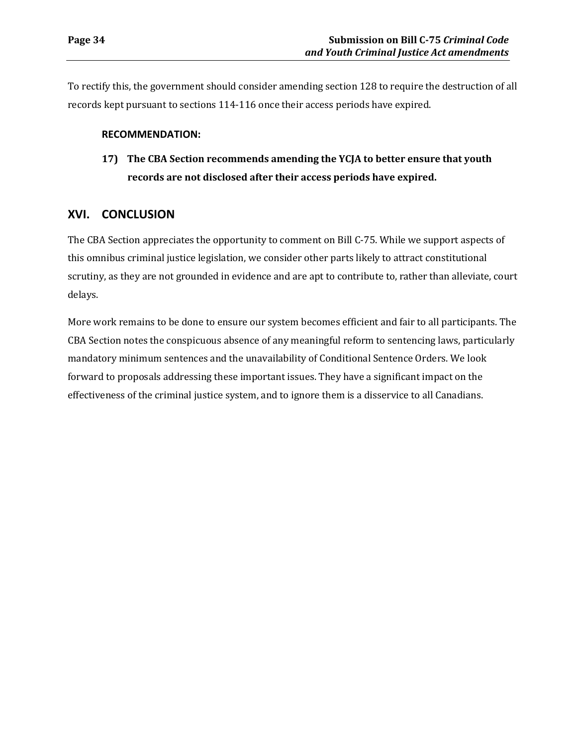To rectify this, the government should consider amending section 128 to require the destruction of all records kept pursuant to sections 114-116 once their access periods have expired.

**RECOMMENDATION:**

**17) The CBA Section recommends amending the YCJA to better ensure that youth records are not disclosed after their access periods have expired.**

## XVI. CONCLUSION

The CBA Section appreciates the opportunity to comment on Bill C-75. While we support aspects of this omnibus criminal justice legislation, we consider other parts likely to attract constitutional scrutiny, as they are not grounded in evidence and are apt to contribute to, rather than alleviate, court delays.

More work remains to be done to ensure our system becomes efficient and fair to all participants. The CBA Section notes the conspicuous absence of any meaningful reform to sentencing laws, particularly mandatory minimum sentences and the unavailability of Conditional Sentence Orders. We look forward to proposals addressing these important issues. They have a significant impact on the effectiveness of the criminal justice system, and to ignore them is a disservice to all Canadians.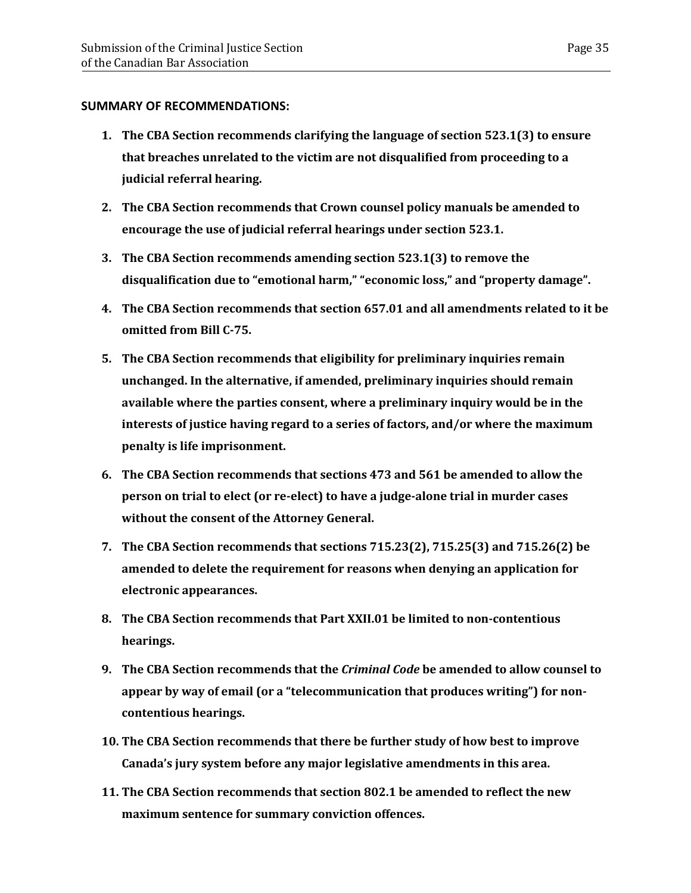**SUMMARY OF RECOMMENDATIONS:**

1. **The CBA Section recommends clarifying the language of section 523.1(3) to ensure that breaches unrelated to the victim are not disqualified from proceeding to a judicial referral hearing.**

2. **The CBA Section recommends that Crown counsel policy manuals be amended to encourage the use of judicial referral hearings under section 523.1.**

3. **The CBA Section recommends amending section 523.1(3) to remove the disqualification due to "emotional harm," "economic loss," and "property damage".**

4. **The CBA Section recommends that section 657.01 and all amendments related to it be omitted from Bill C-75.**

5. **The CBA Section recommends that eligibility for preliminary inquiries remain unchanged. In the alternative, if amended, preliminary inquiries should remain available where the parties consent, where a preliminary inquiry would be in the interests of justice having regard to a series of factors, and/or where the maximum penalty is life imprisonment.**

6. **The CBA Section recommends that sections 473 and 561 be amended to allow the person on trial to elect (or re-elect) to have a judge-alone trial in murder cases without the consent of the Attorney General.**

7. **The CBA Section recommends that sections 715.23(2), 715.25(3) and 715.26(2) be amended to delete the requirement for reasons when denying an application for electronic appearances.**

8. **The CBA Section recommends that Part XXII.01 be limited to non-contentious hearings.**

9. **The CBA Section recommends that the *Criminal Code* be amended to allow counsel to appear by way of email (or a "telecommunication that produces writing") for non-contentious hearings.**

10. **The CBA Section recommends that there be further study of how best to improve Canada's jury system before any major legislative amendments in this area.**

11. **The CBA Section recommends that section 802.1 be amended to reflect the new maximum sentence for summary conviction offences.**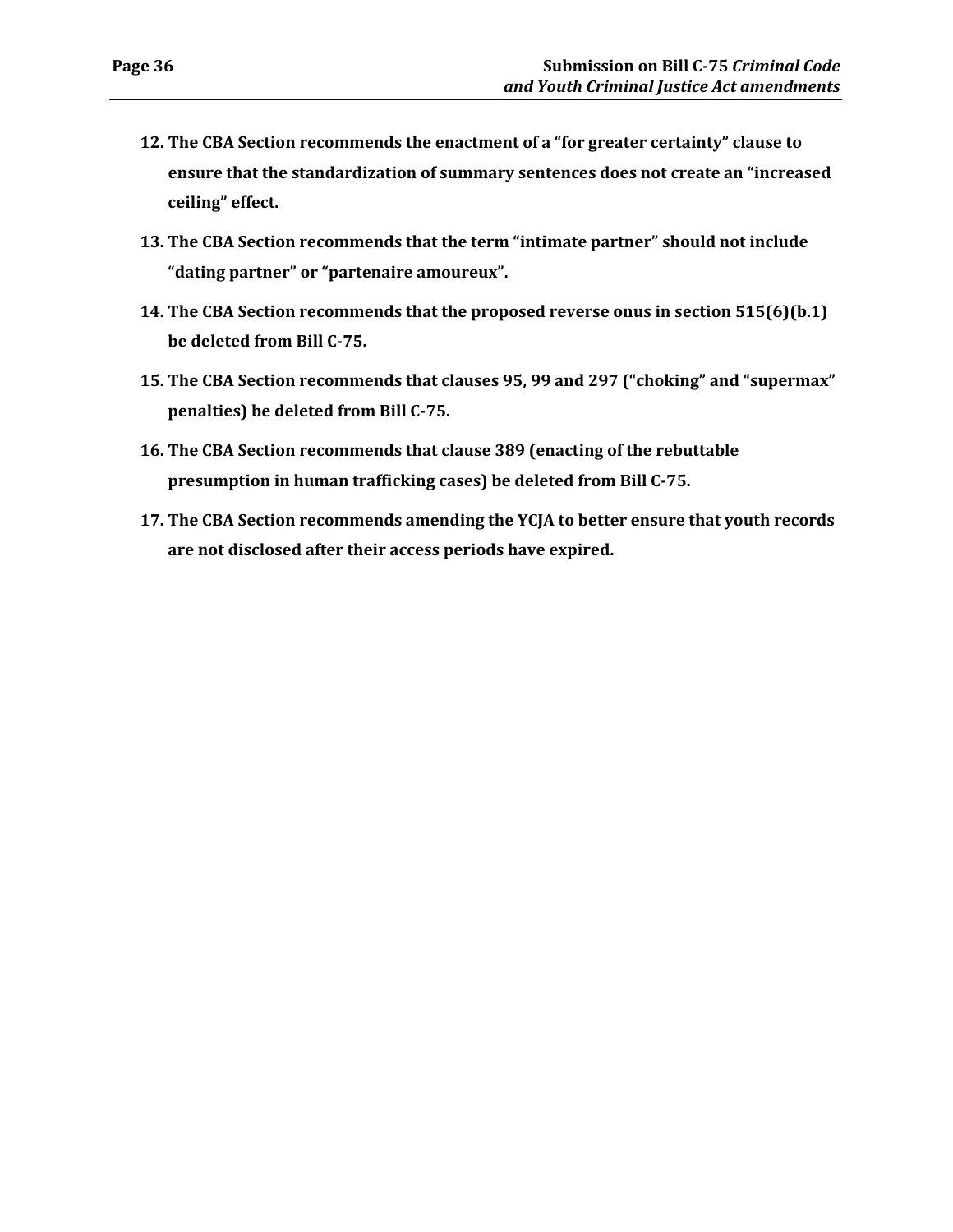12. **The CBA Section recommends the enactment of a "for greater certainty" clause to ensure that the standardization of summary sentences does not create an "increased ceiling" effect.**

13. **The CBA Section recommends that the term "intimate partner" should not include "dating partner" or "partenaire amoureux".**

14. **The CBA Section recommends that the proposed reverse onus in section 515(6)(b.1) be deleted from Bill C-75.**

15. **The CBA Section recommends that clauses 95, 99 and 297 ("choking" and "supermax" penalties) be deleted from Bill C-75.**

16. **The CBA Section recommends that clause 389 (enacting of the rebuttable presumption in human trafficking cases) be deleted from Bill C-75.**

17. **The CBA Section recommends amending the YCJA to better ensure that youth records are not disclosed after their access periods have expired.**